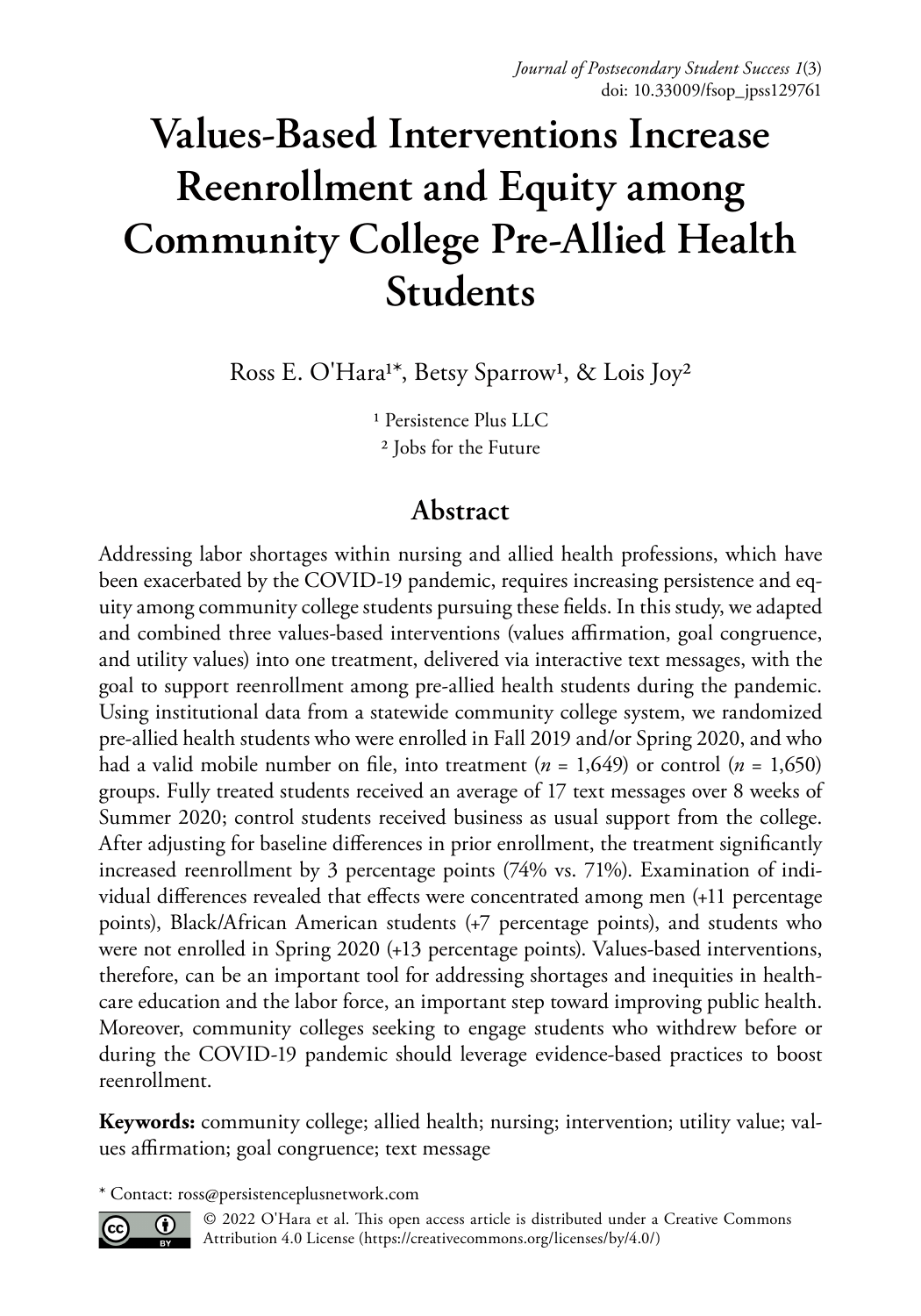# Values-Based Interventions Increase Reenrollment and Equity among Community College Pre-Allied Health Students

Ross E. O'Hara[1]*, Betsy Sparrow[1], & Lois Joy[2]

[1] Persistence Plus LLC
[2] Jobs for the Future

## Abstract

Addressing labor shortages within nursing and allied health professions, which have been exacerbated by the COVID-19 pandemic, requires increasing persistence and equity among community college students pursuing these fields. In this study, we adapted and combined three values-based interventions (values affirmation, goal congruence, and utility values) into one treatment, delivered via interactive text messages, with the goal to support reenrollment among pre-allied health students during the pandemic. Using institutional data from a statewide community college system, we randomized pre-allied health students who were enrolled in Fall 2019 and/or Spring 2020, and who had a valid mobile number on file, into treatment ($n$ = 1,649) or control ($n$ = 1,650) groups. Fully treated students received an average of 17 text messages over 8 weeks of Summer 2020; control students received business as usual support from the college. After adjusting for baseline differences in prior enrollment, the treatment significantly increased reenrollment by 3 percentage points (74% vs. 71%). Examination of individual differences revealed that effects were concentrated among men (+11 percentage points), Black/African American students (+7 percentage points), and students who were not enrolled in Spring 2020 (+13 percentage points). Values-based interventions, therefore, can be an important tool for addressing shortages and inequities in healthcare education and the labor force, an important step toward improving public health. Moreover, community colleges seeking to engage students who withdrew before or during the COVID-19 pandemic should leverage evidence-based practices to boost reenrollment.

**Keywords:** community college; allied health; nursing; intervention; utility value; values affirmation; goal congruence; text message

* Contact: ross@persistenceplusnetwork.com

© 2022 O'Hara et al. This open access article is distributed under a Creative Commons Attribution 4.0 License (https://creativecommons.org/licenses/by/4.0/)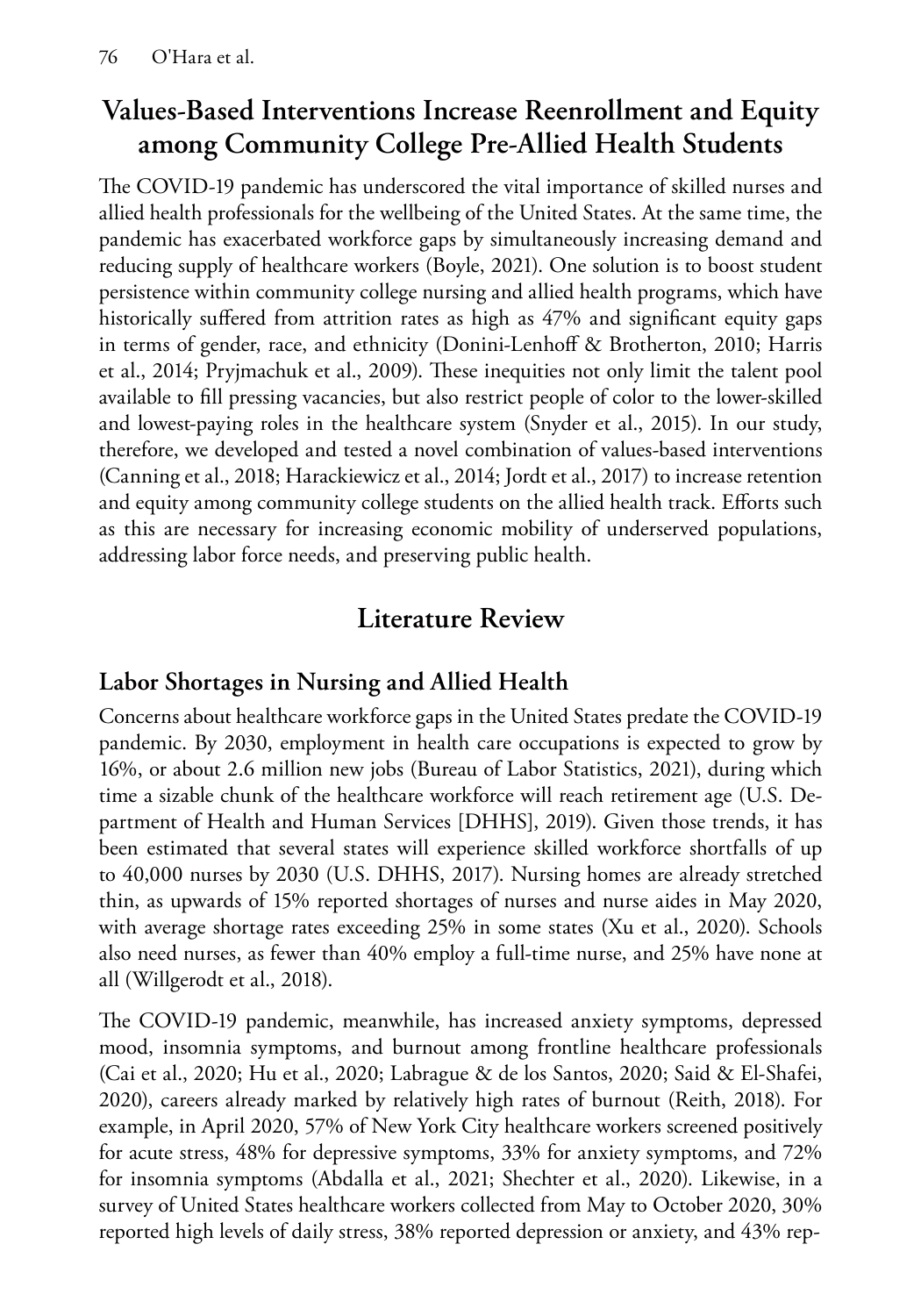## Values-Based Interventions Increase Reenrollment and Equity among Community College Pre-Allied Health Students

The COVID-19 pandemic has underscored the vital importance of skilled nurses and allied health professionals for the wellbeing of the United States. At the same time, the pandemic has exacerbated workforce gaps by simultaneously increasing demand and reducing supply of healthcare workers (Boyle, 2021). One solution is to boost student persistence within community college nursing and allied health programs, which have historically suffered from attrition rates as high as 47% and significant equity gaps in terms of gender, race, and ethnicity (Donini-Lenhoff & Brotherton, 2010; Harris et al., 2014; Pryjmachuk et al., 2009). These inequities not only limit the talent pool available to fill pressing vacancies, but also restrict people of color to the lower-skilled and lowest-paying roles in the healthcare system (Snyder et al., 2015). In our study, therefore, we developed and tested a novel combination of values-based interventions (Canning et al., 2018; Harackiewicz et al., 2014; Jordt et al., 2017) to increase retention and equity among community college students on the allied health track. Efforts such as this are necessary for increasing economic mobility of underserved populations, addressing labor force needs, and preserving public health.

## Literature Review

### Labor Shortages in Nursing and Allied Health

Concerns about healthcare workforce gaps in the United States predate the COVID-19 pandemic. By 2030, employment in health care occupations is expected to grow by 16%, or about 2.6 million new jobs (Bureau of Labor Statistics, 2021), during which time a sizable chunk of the healthcare workforce will reach retirement age (U.S. Department of Health and Human Services [DHHS], 2019). Given those trends, it has been estimated that several states will experience skilled workforce shortfalls of up to 40,000 nurses by 2030 (U.S. DHHS, 2017). Nursing homes are already stretched thin, as upwards of 15% reported shortages of nurses and nurse aides in May 2020, with average shortage rates exceeding 25% in some states (Xu et al., 2020). Schools also need nurses, as fewer than 40% employ a full-time nurse, and 25% have none at all (Willgerodt et al., 2018).

The COVID-19 pandemic, meanwhile, has increased anxiety symptoms, depressed mood, insomnia symptoms, and burnout among frontline healthcare professionals (Cai et al., 2020; Hu et al., 2020; Labrague & de los Santos, 2020; Said & El-Shafei, 2020), careers already marked by relatively high rates of burnout (Reith, 2018). For example, in April 2020, 57% of New York City healthcare workers screened positively for acute stress, 48% for depressive symptoms, 33% for anxiety symptoms, and 72% for insomnia symptoms (Abdalla et al., 2021; Shechter et al., 2020). Likewise, in a survey of United States healthcare workers collected from May to October 2020, 30% reported high levels of daily stress, 38% reported depression or anxiety, and 43% rep-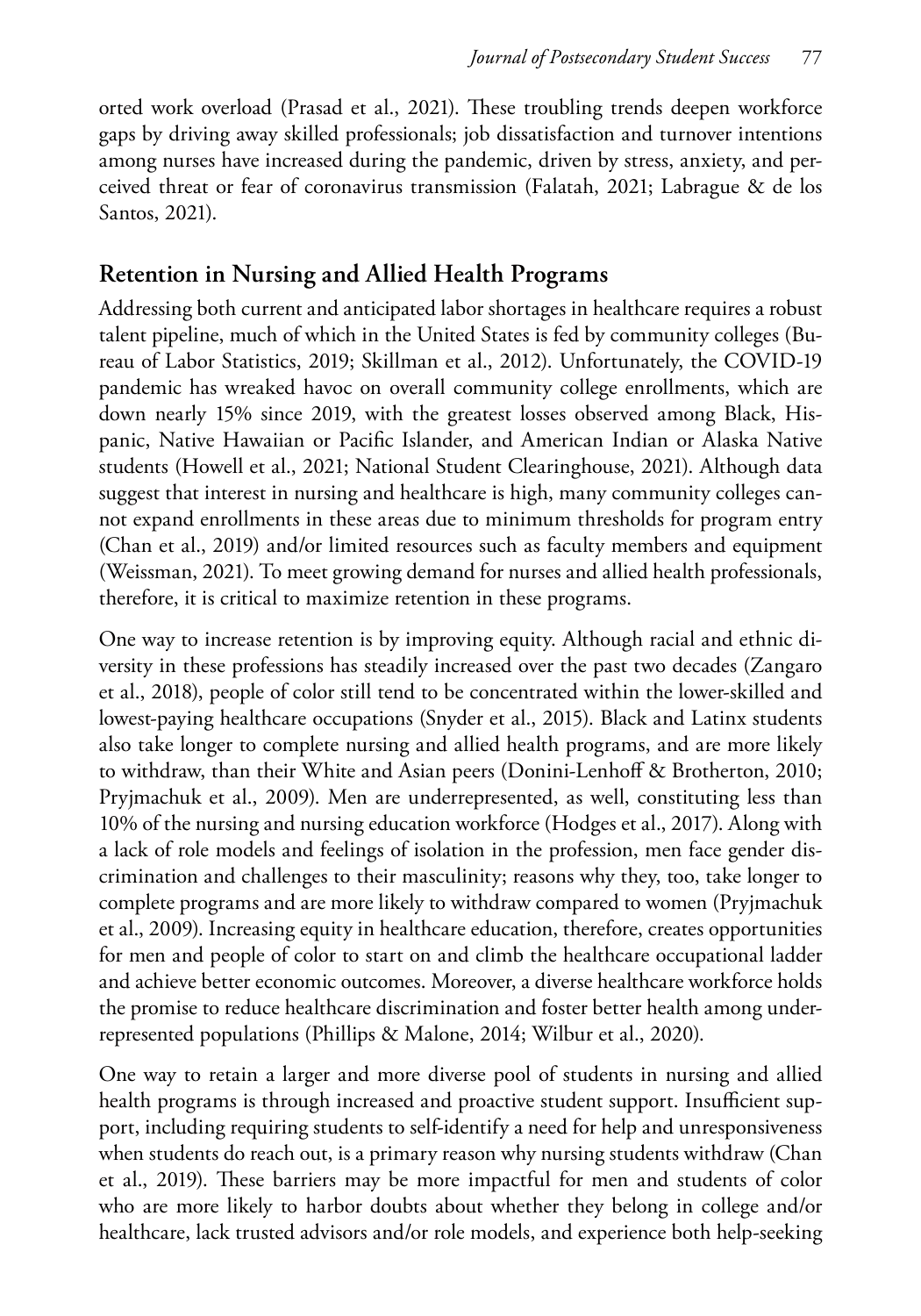orted work overload (Prasad et al., 2021). These troubling trends deepen workforce gaps by driving away skilled professionals; job dissatisfaction and turnover intentions among nurses have increased during the pandemic, driven by stress, anxiety, and perceived threat or fear of coronavirus transmission (Falatah, 2021; Labrague & de los Santos, 2021).

## Retention in Nursing and Allied Health Programs

Addressing both current and anticipated labor shortages in healthcare requires a robust talent pipeline, much of which in the United States is fed by community colleges (Bureau of Labor Statistics, 2019; Skillman et al., 2012). Unfortunately, the COVID-19 pandemic has wreaked havoc on overall community college enrollments, which are down nearly 15% since 2019, with the greatest losses observed among Black, Hispanic, Native Hawaiian or Pacific Islander, and American Indian or Alaska Native students (Howell et al., 2021; National Student Clearinghouse, 2021). Although data suggest that interest in nursing and healthcare is high, many community colleges cannot expand enrollments in these areas due to minimum thresholds for program entry (Chan et al., 2019) and/or limited resources such as faculty members and equipment (Weissman, 2021). To meet growing demand for nurses and allied health professionals, therefore, it is critical to maximize retention in these programs.

One way to increase retention is by improving equity. Although racial and ethnic diversity in these professions has steadily increased over the past two decades (Zangaro et al., 2018), people of color still tend to be concentrated within the lower-skilled and lowest-paying healthcare occupations (Snyder et al., 2015). Black and Latinx students also take longer to complete nursing and allied health programs, and are more likely to withdraw, than their White and Asian peers (Donini-Lenhoff & Brotherton, 2010; Pryjmachuk et al., 2009). Men are underrepresented, as well, constituting less than 10% of the nursing and nursing education workforce (Hodges et al., 2017). Along with a lack of role models and feelings of isolation in the profession, men face gender discrimination and challenges to their masculinity; reasons why they, too, take longer to complete programs and are more likely to withdraw compared to women (Pryjmachuk et al., 2009). Increasing equity in healthcare education, therefore, creates opportunities for men and people of color to start on and climb the healthcare occupational ladder and achieve better economic outcomes. Moreover, a diverse healthcare workforce holds the promise to reduce healthcare discrimination and foster better health among underrepresented populations (Phillips & Malone, 2014; Wilbur et al., 2020).

One way to retain a larger and more diverse pool of students in nursing and allied health programs is through increased and proactive student support. Insufficient support, including requiring students to self-identify a need for help and unresponsiveness when students do reach out, is a primary reason why nursing students withdraw (Chan et al., 2019). These barriers may be more impactful for men and students of color who are more likely to harbor doubts about whether they belong in college and/or healthcare, lack trusted advisors and/or role models, and experience both help-seeking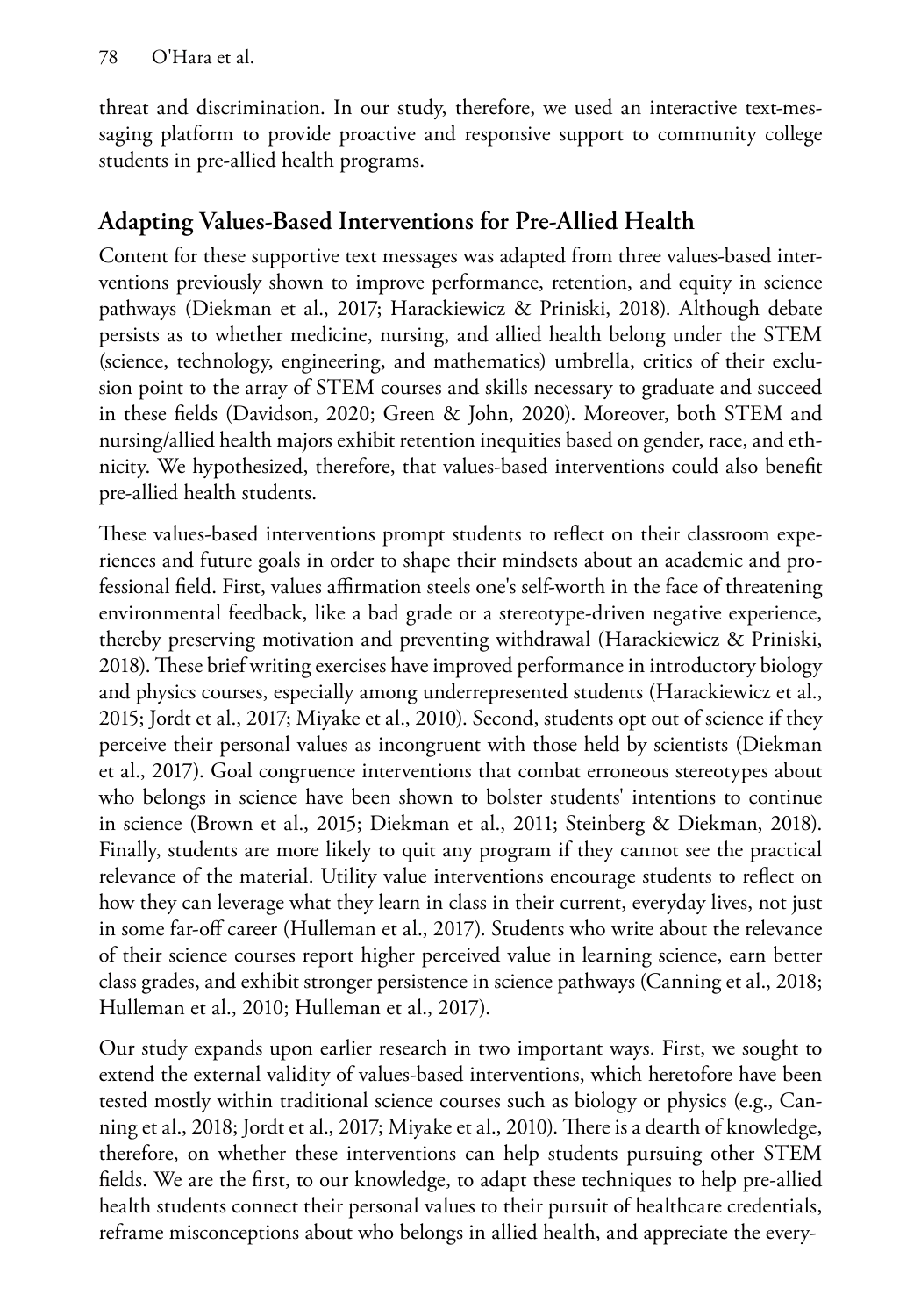threat and discrimination. In our study, therefore, we used an interactive text-messaging platform to provide proactive and responsive support to community college students in pre-allied health programs.

## Adapting Values-Based Interventions for Pre-Allied Health

Content for these supportive text messages was adapted from three values-based interventions previously shown to improve performance, retention, and equity in science pathways (Diekman et al., 2017; Harackiewicz & Priniski, 2018). Although debate persists as to whether medicine, nursing, and allied health belong under the STEM (science, technology, engineering, and mathematics) umbrella, critics of their exclusion point to the array of STEM courses and skills necessary to graduate and succeed in these fields (Davidson, 2020; Green & John, 2020). Moreover, both STEM and nursing/allied health majors exhibit retention inequities based on gender, race, and ethnicity. We hypothesized, therefore, that values-based interventions could also benefit pre-allied health students.

These values-based interventions prompt students to reflect on their classroom experiences and future goals in order to shape their mindsets about an academic and professional field. First, values affirmation steels one's self-worth in the face of threatening environmental feedback, like a bad grade or a stereotype-driven negative experience, thereby preserving motivation and preventing withdrawal (Harackiewicz & Priniski, 2018). These brief writing exercises have improved performance in introductory biology and physics courses, especially among underrepresented students (Harackiewicz et al., 2015; Jordt et al., 2017; Miyake et al., 2010). Second, students opt out of science if they perceive their personal values as incongruent with those held by scientists (Diekman et al., 2017). Goal congruence interventions that combat erroneous stereotypes about who belongs in science have been shown to bolster students' intentions to continue in science (Brown et al., 2015; Diekman et al., 2011; Steinberg & Diekman, 2018). Finally, students are more likely to quit any program if they cannot see the practical relevance of the material. Utility value interventions encourage students to reflect on how they can leverage what they learn in class in their current, everyday lives, not just in some far-off career (Hulleman et al., 2017). Students who write about the relevance of their science courses report higher perceived value in learning science, earn better class grades, and exhibit stronger persistence in science pathways (Canning et al., 2018; Hulleman et al., 2010; Hulleman et al., 2017).

Our study expands upon earlier research in two important ways. First, we sought to extend the external validity of values-based interventions, which heretofore have been tested mostly within traditional science courses such as biology or physics (e.g., Canning et al., 2018; Jordt et al., 2017; Miyake et al., 2010). There is a dearth of knowledge, therefore, on whether these interventions can help students pursuing other STEM fields. We are the first, to our knowledge, to adapt these techniques to help pre-allied health students connect their personal values to their pursuit of healthcare credentials, reframe misconceptions about who belongs in allied health, and appreciate the every-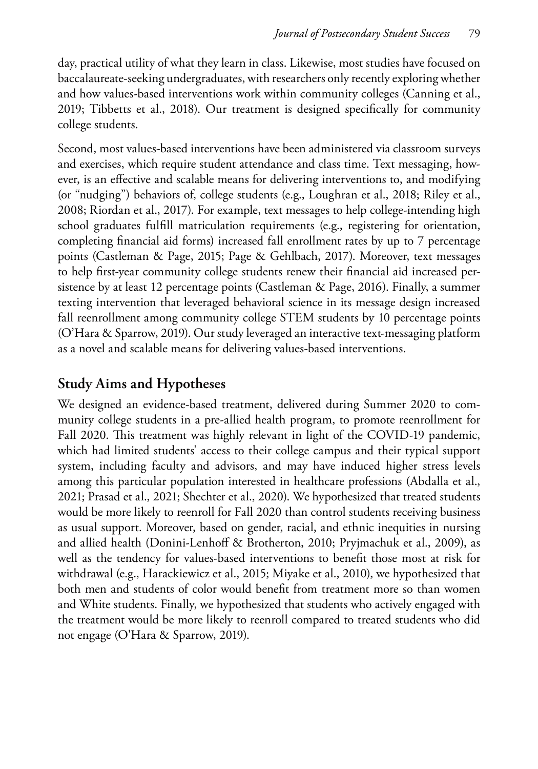day, practical utility of what they learn in class. Likewise, most studies have focused on baccalaureate-seeking undergraduates, with researchers only recently exploring whether and how values-based interventions work within community colleges (Canning et al., 2019; Tibbetts et al., 2018). Our treatment is designed specifically for community college students.

Second, most values-based interventions have been administered via classroom surveys and exercises, which require student attendance and class time. Text messaging, however, is an effective and scalable means for delivering interventions to, and modifying (or "nudging") behaviors of, college students (e.g., Loughran et al., 2018; Riley et al., 2008; Riordan et al., 2017). For example, text messages to help college-intending high school graduates fulfill matriculation requirements (e.g., registering for orientation, completing financial aid forms) increased fall enrollment rates by up to 7 percentage points (Castleman & Page, 2015; Page & Gehlbach, 2017). Moreover, text messages to help first-year community college students renew their financial aid increased persistence by at least 12 percentage points (Castleman & Page, 2016). Finally, a summer texting intervention that leveraged behavioral science in its message design increased fall reenrollment among community college STEM students by 10 percentage points (O'Hara & Sparrow, 2019). Our study leveraged an interactive text-messaging platform as a novel and scalable means for delivering values-based interventions.

## Study Aims and Hypotheses

We designed an evidence-based treatment, delivered during Summer 2020 to community college students in a pre-allied health program, to promote reenrollment for Fall 2020. This treatment was highly relevant in light of the COVID-19 pandemic, which had limited students' access to their college campus and their typical support system, including faculty and advisors, and may have induced higher stress levels among this particular population interested in healthcare professions (Abdalla et al., 2021; Prasad et al., 2021; Shechter et al., 2020). We hypothesized that treated students would be more likely to reenroll for Fall 2020 than control students receiving business as usual support. Moreover, based on gender, racial, and ethnic inequities in nursing and allied health (Donini-Lenhoff & Brotherton, 2010; Pryjmachuk et al., 2009), as well as the tendency for values-based interventions to benefit those most at risk for withdrawal (e.g., Harackiewicz et al., 2015; Miyake et al., 2010), we hypothesized that both men and students of color would benefit from treatment more so than women and White students. Finally, we hypothesized that students who actively engaged with the treatment would be more likely to reenroll compared to treated students who did not engage (O'Hara & Sparrow, 2019).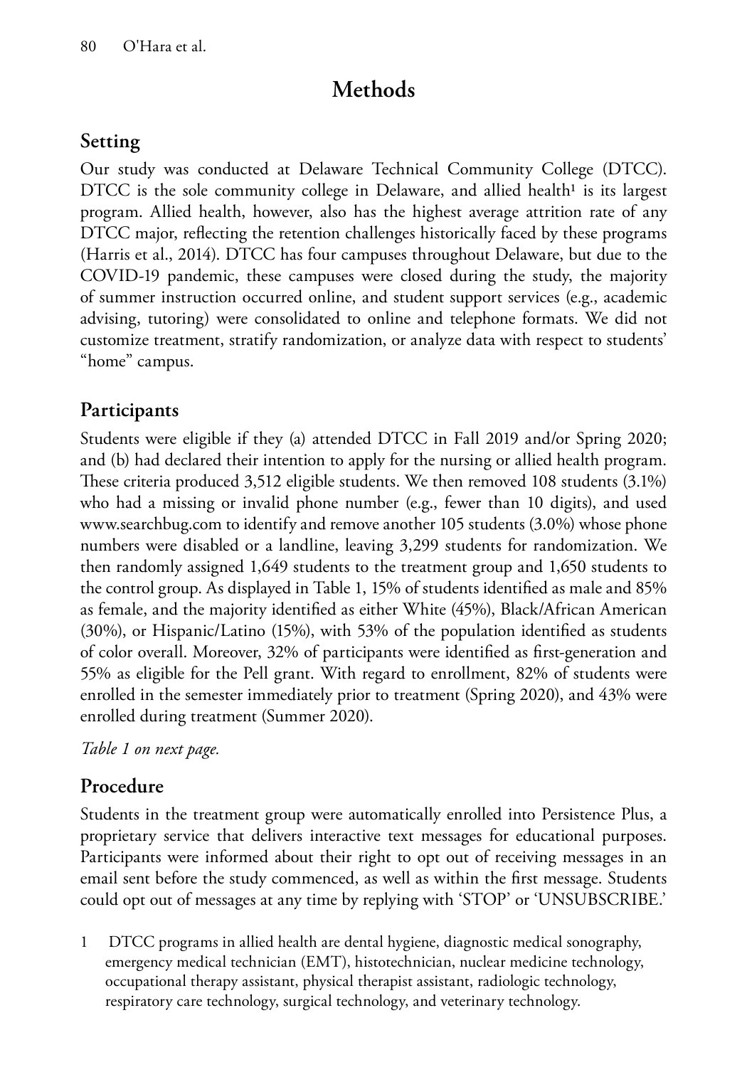## Methods

### Setting

Our study was conducted at Delaware Technical Community College (DTCC). DTCC is the sole community college in Delaware, and allied health[1] is its largest program. Allied health, however, also has the highest average attrition rate of any DTCC major, reflecting the retention challenges historically faced by these programs (Harris et al., 2014). DTCC has four campuses throughout Delaware, but due to the COVID-19 pandemic, these campuses were closed during the study, the majority of summer instruction occurred online, and student support services (e.g., academic advising, tutoring) were consolidated to online and telephone formats. We did not customize treatment, stratify randomization, or analyze data with respect to students' "home" campus.

### Participants

Students were eligible if they (a) attended DTCC in Fall 2019 and/or Spring 2020; and (b) had declared their intention to apply for the nursing or allied health program. These criteria produced 3,512 eligible students. We then removed 108 students (3.1%) who had a missing or invalid phone number (e.g., fewer than 10 digits), and used www.searchbug.com to identify and remove another 105 students (3.0%) whose phone numbers were disabled or a landline, leaving 3,299 students for randomization. We then randomly assigned 1,649 students to the treatment group and 1,650 students to the control group. As displayed in Table 1, 15% of students identified as male and 85% as female, and the majority identified as either White (45%), Black/African American (30%), or Hispanic/Latino (15%), with 53% of the population identified as students of color overall. Moreover, 32% of participants were identified as first-generation and 55% as eligible for the Pell grant. With regard to enrollment, 82% of students were enrolled in the semester immediately prior to treatment (Spring 2020), and 43% were enrolled during treatment (Summer 2020).

*Table 1 on next page.*

### Procedure

Students in the treatment group were automatically enrolled into Persistence Plus, a proprietary service that delivers interactive text messages for educational purposes. Participants were informed about their right to opt out of receiving messages in an email sent before the study commenced, as well as within the first message. Students could opt out of messages at any time by replying with 'STOP' or 'UNSUBSCRIBE.'

1 DTCC programs in allied health are dental hygiene, diagnostic medical sonography, emergency medical technician (EMT), histotechnician, nuclear medicine technology, occupational therapy assistant, physical therapist assistant, radiologic technology, respiratory care technology, surgical technology, and veterinary technology.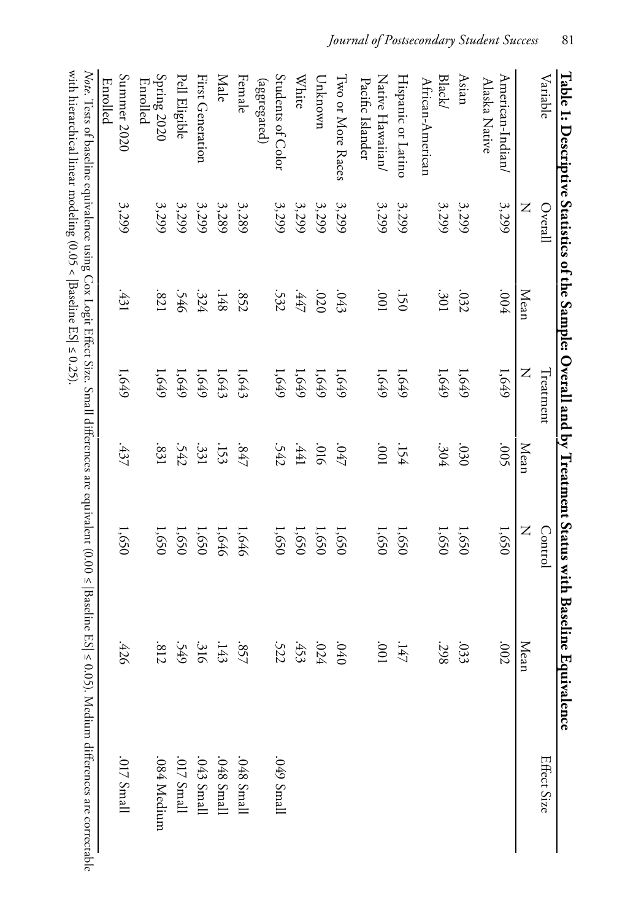**Table 1: Descriptive Statistics of the Sample: Overall and by Treatment Status with Baseline Equivalence**

| Variable | Overall | | Treatment | | Control | | Effect Size |
|---|---|---|---|---|---|---|---|
| | N | Mean | N | Mean | N | Mean | |
| American-Indian/ Alaska Native | 3,299 | .004 | 1,649 | .005 | 1,650 | .002 | |
| Asian | 3,299 | .032 | 1,649 | .030 | 1,650 | .033 | |
| Black/ African-American | 3,299 | .301 | 1,649 | .304 | 1,650 | .298 | |
| Hispanic or Latino | 3,299 | .150 | 1,649 | .154 | 1,650 | .147 | |
| Native Hawaiian/ Pacific Islander | 3,299 | .001 | 1,649 | .001 | 1,650 | .001 | |
| Two or More Races | 3,299 | .043 | 1,649 | .047 | 1,650 | .040 | |
| Unknown | 3,299 | .020 | 1,649 | .016 | 1,650 | .024 | |
| White | 3,299 | .447 | 1,649 | .441 | 1,650 | .453 | |
| Students of Color (aggregated) | 3,299 | .532 | 1,649 | .542 | 1,650 | .522 | .049 Small |
| Female | 3,289 | .852 | 1,643 | .847 | 1,646 | .857 | .048 Small |
| Male | 3,289 | .148 | 1,643 | .153 | 1,646 | .143 | .048 Small |
| First Generation | 3,299 | .324 | 1,649 | .331 | 1,650 | .316 | .043 Small |
| Pell Eligible | 3,299 | .546 | 1,649 | .542 | 1,650 | .549 | .017 Small |
| Spring 2020 Enrolled | 3,299 | .821 | 1,649 | .831 | 1,650 | .812 | .084 Medium |
| Summer 2020 Enrolled | 3,299 | .431 | 1,649 | .437 | 1,650 | .426 | .017 Small |

*Note.* Tests of baseline equivalence using Cox Logit Effect Size. Small differences are equivalent ($0.00 \leq |\text{Baseline ES}| \leq 0.05$). Medium differences are correctable with hierarchical linear modeling ($0.05 < |\text{Baseline ES}| \leq 0.25$).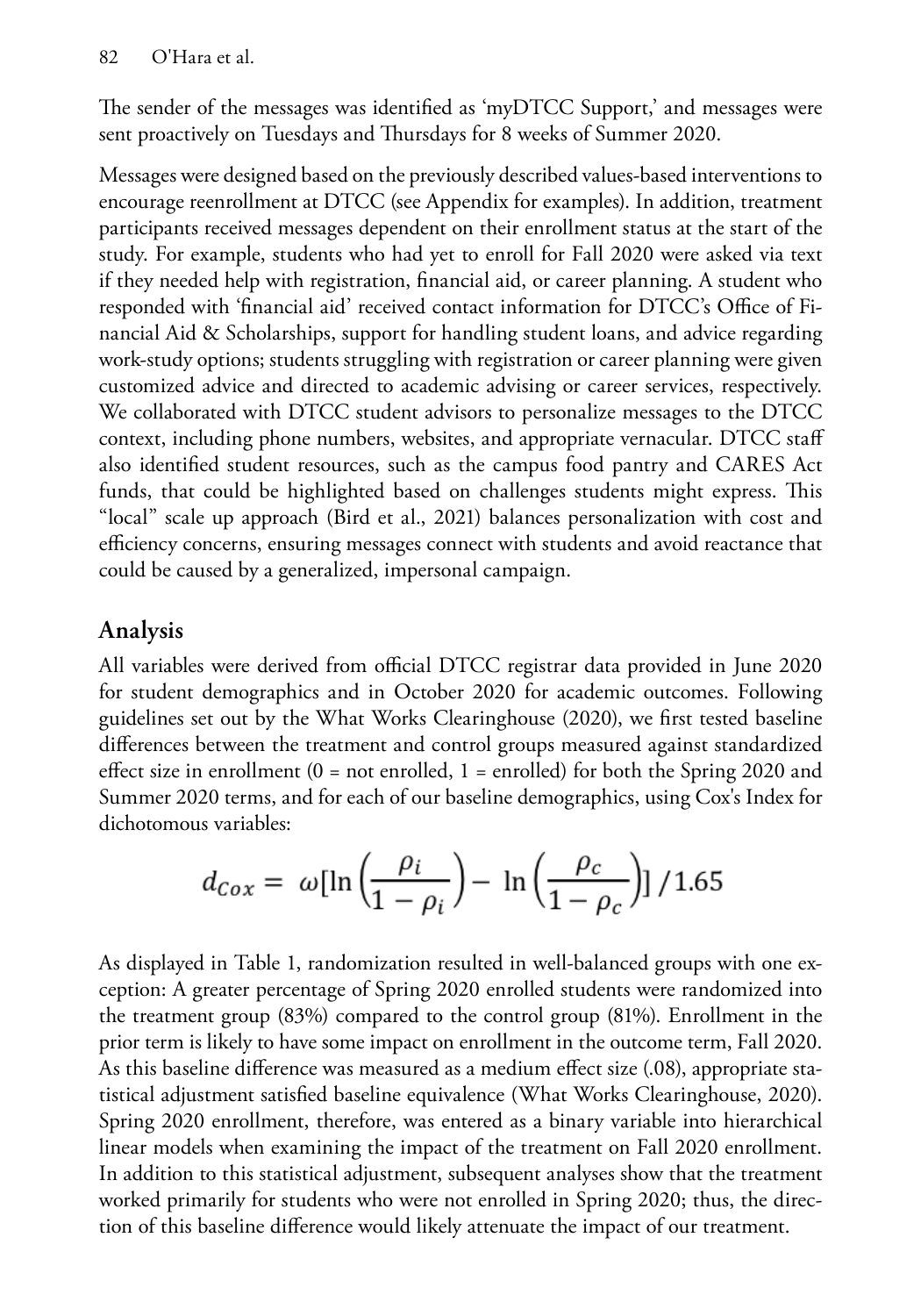The sender of the messages was identified as 'myDTCC Support,' and messages were sent proactively on Tuesdays and Thursdays for 8 weeks of Summer 2020.

Messages were designed based on the previously described values-based interventions to encourage reenrollment at DTCC (see Appendix for examples). In addition, treatment participants received messages dependent on their enrollment status at the start of the study. For example, students who had yet to enroll for Fall 2020 were asked via text if they needed help with registration, financial aid, or career planning. A student who responded with 'financial aid' received contact information for DTCC's Office of Financial Aid & Scholarships, support for handling student loans, and advice regarding work-study options; students struggling with registration or career planning were given customized advice and directed to academic advising or career services, respectively. We collaborated with DTCC student advisors to personalize messages to the DTCC context, including phone numbers, websites, and appropriate vernacular. DTCC staff also identified student resources, such as the campus food pantry and CARES Act funds, that could be highlighted based on challenges students might express. This "local" scale up approach (Bird et al., 2021) balances personalization with cost and efficiency concerns, ensuring messages connect with students and avoid reactance that could be caused by a generalized, impersonal campaign.

## Analysis

All variables were derived from official DTCC registrar data provided in June 2020 for student demographics and in October 2020 for academic outcomes. Following guidelines set out by the What Works Clearinghouse (2020), we first tested baseline differences between the treatment and control groups measured against standardized effect size in enrollment (0 = not enrolled, 1 = enrolled) for both the Spring 2020 and Summer 2020 terms, and for each of our baseline demographics, using Cox's Index for dichotomous variables:

$$d_{Cox} = \omega[\ln\left(\frac{\rho_i}{1-\rho_i}\right) - \ln\left(\frac{\rho_c}{1-\rho_c}\right)]/1.65$$

As displayed in Table 1, randomization resulted in well-balanced groups with one exception: A greater percentage of Spring 2020 enrolled students were randomized into the treatment group (83%) compared to the control group (81%). Enrollment in the prior term is likely to have some impact on enrollment in the outcome term, Fall 2020. As this baseline difference was measured as a medium effect size (.08), appropriate statistical adjustment satisfied baseline equivalence (What Works Clearinghouse, 2020). Spring 2020 enrollment, therefore, was entered as a binary variable into hierarchical linear models when examining the impact of the treatment on Fall 2020 enrollment. In addition to this statistical adjustment, subsequent analyses show that the treatment worked primarily for students who were not enrolled in Spring 2020; thus, the direction of this baseline difference would likely attenuate the impact of our treatment.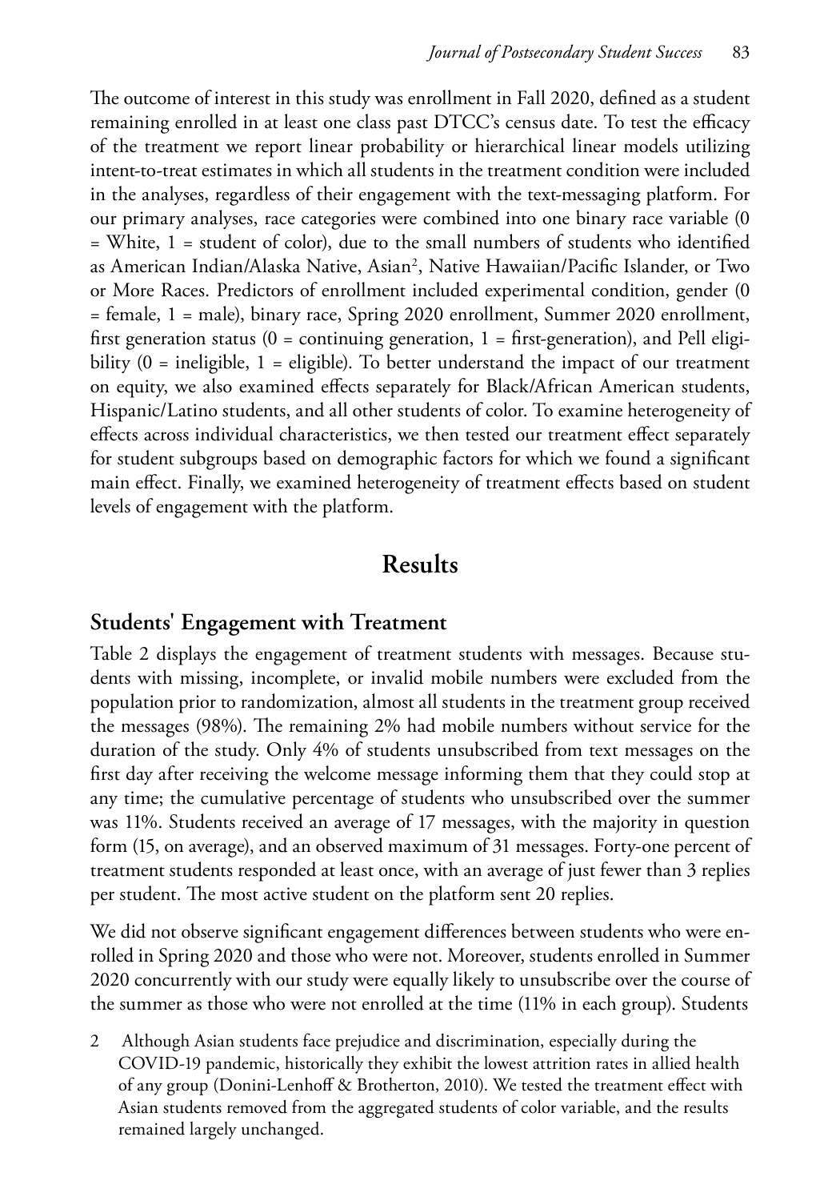The outcome of interest in this study was enrollment in Fall 2020, defined as a student remaining enrolled in at least one class past DTCC's census date. To test the efficacy of the treatment we report linear probability or hierarchical linear models utilizing intent-to-treat estimates in which all students in the treatment condition were included in the analyses, regardless of their engagement with the text-messaging platform. For our primary analyses, race categories were combined into one binary race variable (0 = White, 1 = student of color), due to the small numbers of students who identified as American Indian/Alaska Native, Asian[2], Native Hawaiian/Pacific Islander, or Two or More Races. Predictors of enrollment included experimental condition, gender (0 = female, 1 = male), binary race, Spring 2020 enrollment, Summer 2020 enrollment, first generation status (0 = continuing generation, 1 = first-generation), and Pell eligibility (0 = ineligible, 1 = eligible). To better understand the impact of our treatment on equity, we also examined effects separately for Black/African American students, Hispanic/Latino students, and all other students of color. To examine heterogeneity of effects across individual characteristics, we then tested our treatment effect separately for student subgroups based on demographic factors for which we found a significant main effect. Finally, we examined heterogeneity of treatment effects based on student levels of engagement with the platform.

# Results

## Students' Engagement with Treatment

Table 2 displays the engagement of treatment students with messages. Because students with missing, incomplete, or invalid mobile numbers were excluded from the population prior to randomization, almost all students in the treatment group received the messages (98%). The remaining 2% had mobile numbers without service for the duration of the study. Only 4% of students unsubscribed from text messages on the first day after receiving the welcome message informing them that they could stop at any time; the cumulative percentage of students who unsubscribed over the summer was 11%. Students received an average of 17 messages, with the majority in question form (15, on average), and an observed maximum of 31 messages. Forty-one percent of treatment students responded at least once, with an average of just fewer than 3 replies per student. The most active student on the platform sent 20 replies.

We did not observe significant engagement differences between students who were enrolled in Spring 2020 and those who were not. Moreover, students enrolled in Summer 2020 concurrently with our study were equally likely to unsubscribe over the course of the summer as those who were not enrolled at the time (11% in each group). Students

2 Although Asian students face prejudice and discrimination, especially during the COVID-19 pandemic, historically they exhibit the lowest attrition rates in allied health of any group (Donini-Lenhoff & Brotherton, 2010). We tested the treatment effect with Asian students removed from the aggregated students of color variable, and the results remained largely unchanged.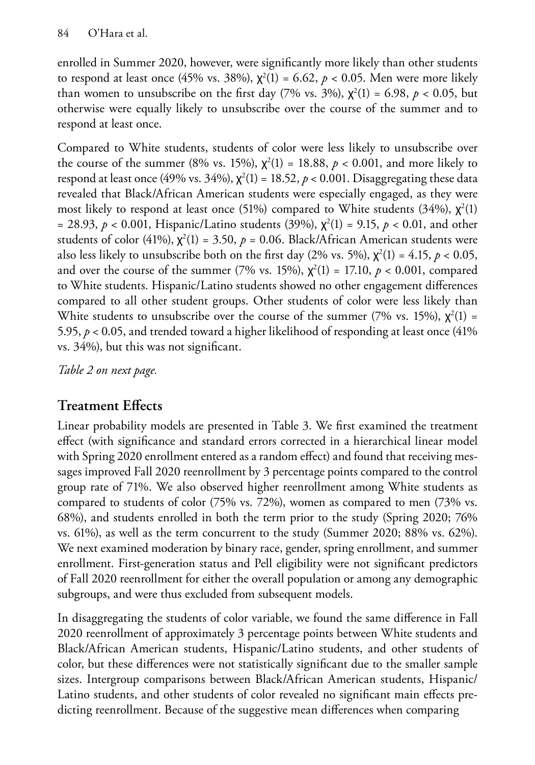enrolled in Summer 2020, however, were significantly more likely than other students to respond at least once (45% vs. 38%), $\chi^2(1) = 6.62$, $p < 0.05$. Men were more likely than women to unsubscribe on the first day (7% vs. 3%), $\chi^2(1) = 6.98$, $p < 0.05$, but otherwise were equally likely to unsubscribe over the course of the summer and to respond at least once.

Compared to White students, students of color were less likely to unsubscribe over the course of the summer (8% vs. 15%), $\chi^2(1) = 18.88$, $p < 0.001$, and more likely to respond at least once (49% vs. 34%), $\chi^2(1) = 18.52$, $p < 0.001$. Disaggregating these data revealed that Black/African American students were especially engaged, as they were most likely to respond at least once (51%) compared to White students (34%), $\chi^2(1) = 28.93$, $p < 0.001$, Hispanic/Latino students (39%), $\chi^2(1) = 9.15$, $p < 0.01$, and other students of color (41%), $\chi^2(1) = 3.50$, $p = 0.06$. Black/African American students were also less likely to unsubscribe both on the first day (2% vs. 5%), $\chi^2(1) = 4.15$, $p < 0.05$, and over the course of the summer (7% vs. 15%), $\chi^2(1) = 17.10$, $p < 0.001$, compared to White students. Hispanic/Latino students showed no other engagement differences compared to all other student groups. Other students of color were less likely than White students to unsubscribe over the course of the summer (7% vs. 15%), $\chi^2(1) = 5.95$, $p < 0.05$, and trended toward a higher likelihood of responding at least once (41% vs. 34%), but this was not significant.

*Table 2 on next page.*

## Treatment Effects

Linear probability models are presented in Table 3. We first examined the treatment effect (with significance and standard errors corrected in a hierarchical linear model with Spring 2020 enrollment entered as a random effect) and found that receiving messages improved Fall 2020 reenrollment by 3 percentage points compared to the control group rate of 71%. We also observed higher reenrollment among White students as compared to students of color (75% vs. 72%), women as compared to men (73% vs. 68%), and students enrolled in both the term prior to the study (Spring 2020; 76% vs. 61%), as well as the term concurrent to the study (Summer 2020; 88% vs. 62%). We next examined moderation by binary race, gender, spring enrollment, and summer enrollment. First-generation status and Pell eligibility were not significant predictors of Fall 2020 reenrollment for either the overall population or among any demographic subgroups, and were thus excluded from subsequent models.

In disaggregating the students of color variable, we found the same difference in Fall 2020 reenrollment of approximately 3 percentage points between White students and Black/African American students, Hispanic/Latino students, and other students of color, but these differences were not statistically significant due to the smaller sample sizes. Intergroup comparisons between Black/African American students, Hispanic/Latino students, and other students of color revealed no significant main effects predicting reenrollment. Because of the suggestive mean differences when comparing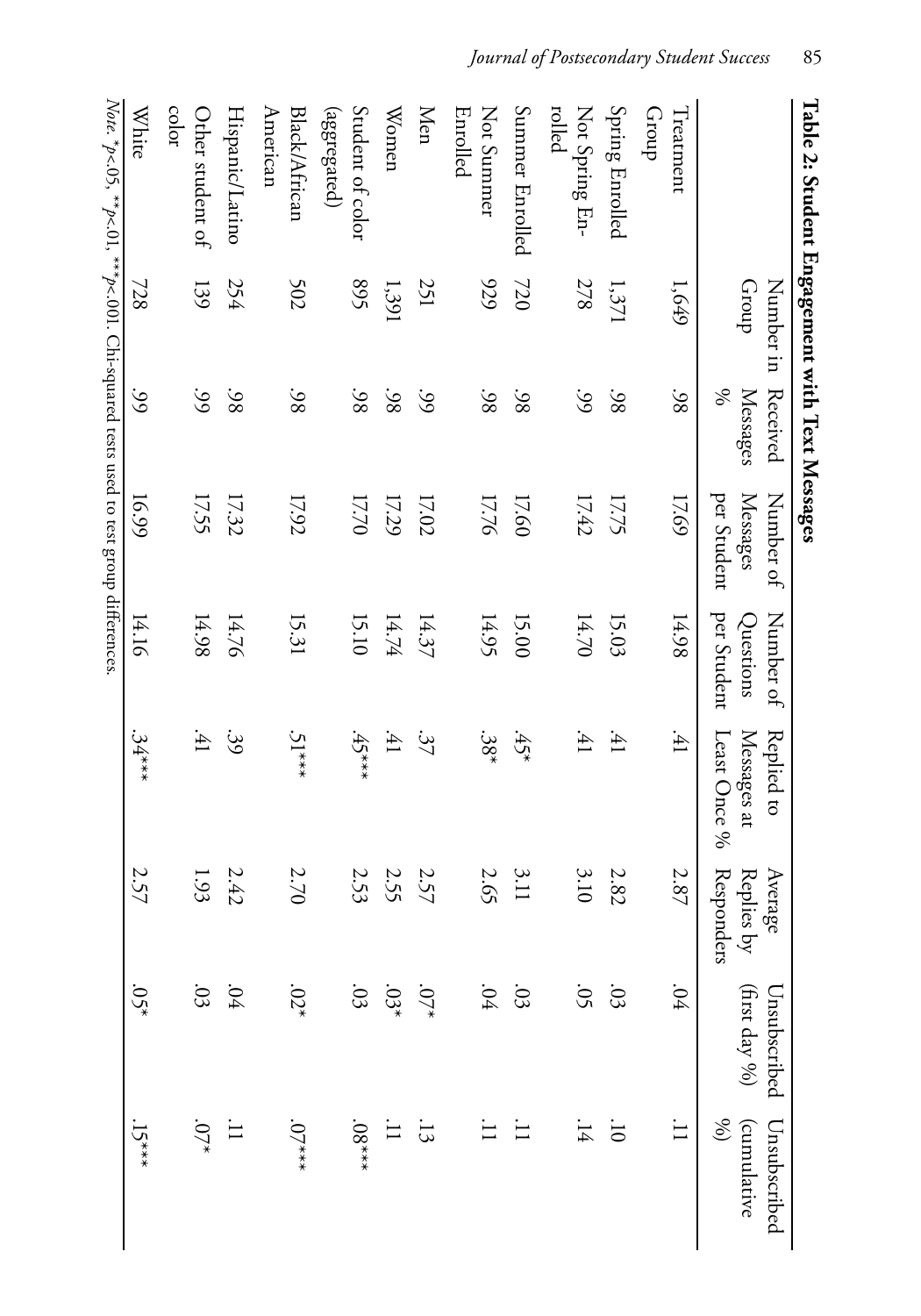**Table 2: Student Engagement with Text Messages**

| | Number in Group | Received Messages % | Number of Messages per Student | Number of Questions per Student | Replied to Messages at Least Once % | Average Replies by Responders | Unsubscribed (first day %) | Unsubscribed (cumulative %) |
|---|---|---|---|---|---|---|---|---|
| Treatment Group | 1,649 | .98 | 17.69 | 14.98 | .41 | 2.87 | .04 | .11 |
| Spring Enrolled | 1,371 | .98 | 17.75 | 15.03 | .41 | 2.82 | .03 | .10 |
| Not Spring Enrolled | 278 | .99 | 17.42 | 14.70 | .41 | 3.10 | .05 | .14 |
| Summer Enrolled | 720 | .98 | 17.60 | 15.00 | .45* | 3.11 | .03 | .11 |
| Not Summer Enrolled | 929 | .98 | 17.76 | 14.95 | .38* | 2.65 | .04 | .11 |
| Men | 251 | .99 | 17.02 | 14.37 | .37 | 2.57 | .07* | .13 |
| Women | 1,391 | .98 | 17.29 | 14.74 | .41 | 2.55 | .03* | .11 |
| Student of color (aggregated) | 895 | .98 | 17.70 | 15.10 | .45*** | 2.53 | .03 | .08*** |
| Black/African American | 502 | .98 | 17.92 | 15.31 | .51*** | 2.70 | .02* | .07*** |
| Hispanic/Latino | 254 | .98 | 17.32 | 14.76 | .39 | 2.42 | .04 | .11 |
| Other student of color | 139 | .99 | 17.55 | 14.98 | .41 | 1.93 | .03 | .07* |
| White | 728 | .99 | 16.99 | 14.16 | .34*** | 2.57 | .05* | .15*** |

*Note.* \*$p<.05$, \*\*$p<.01$, \*\*\*$p<.001$. Chi-squared tests used to test group differences.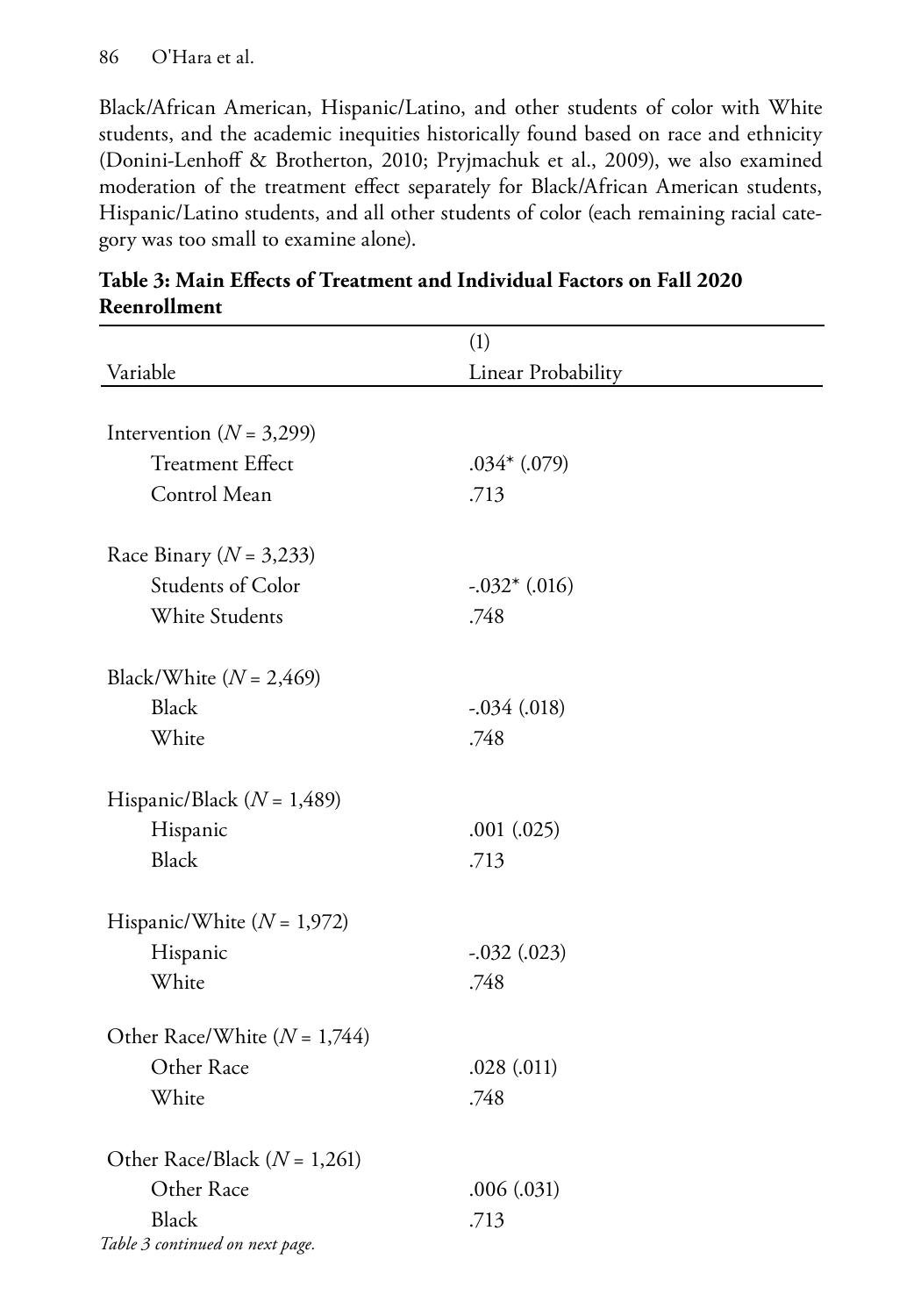Black/African American, Hispanic/Latino, and other students of color with White students, and the academic inequities historically found based on race and ethnicity (Donini-Lenhoff & Brotherton, 2010; Pryjmachuk et al., 2009), we also examined moderation of the treatment effect separately for Black/African American students, Hispanic/Latino students, and all other students of color (each remaining racial category was too small to examine alone).

**Table 3: Main Effects of Treatment and Individual Factors on Fall 2020 Reenrollment**

| Variable | (1) Linear Probability |
|---|---|
| Intervention (*N* = 3,299) | |
| Treatment Effect | .034* (.079) |
| Control Mean | .713 |
| Race Binary (*N* = 3,233) | |
| Students of Color | -.032* (.016) |
| White Students | .748 |
| Black/White (*N* = 2,469) | |
| Black | -.034 (.018) |
| White | .748 |
| Hispanic/Black (*N* = 1,489) | |
| Hispanic | .001 (.025) |
| Black | .713 |
| Hispanic/White (*N* = 1,972) | |
| Hispanic | -.032 (.023) |
| White | .748 |
| Other Race/White (*N* = 1,744) | |
| Other Race | .028 (.011) |
| White | .748 |
| Other Race/Black (*N* = 1,261) | |
| Other Race | .006 (.031) |
| Black | .713 |

*Table 3 continued on next page.*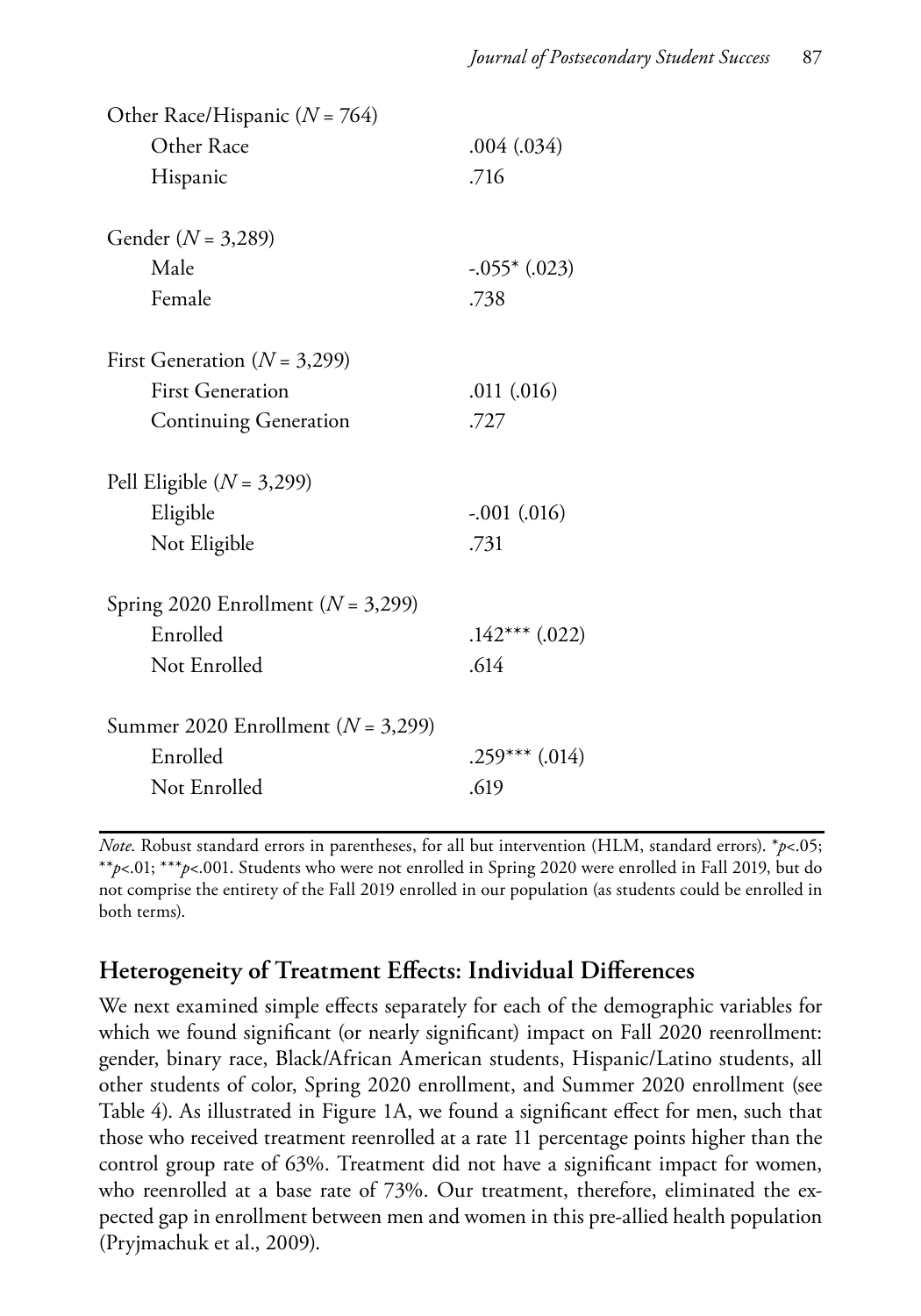| | |
|---|---|
| Other Race/Hispanic (*N* = 764) | |
| Other Race | .004 (.034) |
| Hispanic | .716 |
| Gender (*N* = 3,289) | |
| Male | -.055* (.023) |
| Female | .738 |
| First Generation (*N* = 3,299) | |
| First Generation | .011 (.016) |
| Continuing Generation | .727 |
| Pell Eligible (*N* = 3,299) | |
| Eligible | -.001 (.016) |
| Not Eligible | .731 |
| Spring 2020 Enrollment (*N* = 3,299) | |
| Enrolled | .142*** (.022) |
| Not Enrolled | .614 |
| Summer 2020 Enrollment (*N* = 3,299) | |
| Enrolled | .259*** (.014) |
| Not Enrolled | .619 |

*Note*. Robust standard errors in parentheses, for all but intervention (HLM, standard errors). *$p<.05$; **$p<.01$; ***$p<.001$. Students who were not enrolled in Spring 2020 were enrolled in Fall 2019, but do not comprise the entirety of the Fall 2019 enrolled in our population (as students could be enrolled in both terms).

## Heterogeneity of Treatment Effects: Individual Differences

We next examined simple effects separately for each of the demographic variables for which we found significant (or nearly significant) impact on Fall 2020 reenrollment: gender, binary race, Black/African American students, Hispanic/Latino students, all other students of color, Spring 2020 enrollment, and Summer 2020 enrollment (see Table 4). As illustrated in Figure 1A, we found a significant effect for men, such that those who received treatment reenrolled at a rate 11 percentage points higher than the control group rate of 63%. Treatment did not have a significant impact for women, who reenrolled at a base rate of 73%. Our treatment, therefore, eliminated the expected gap in enrollment between men and women in this pre-allied health population (Pryjmachuk et al., 2009).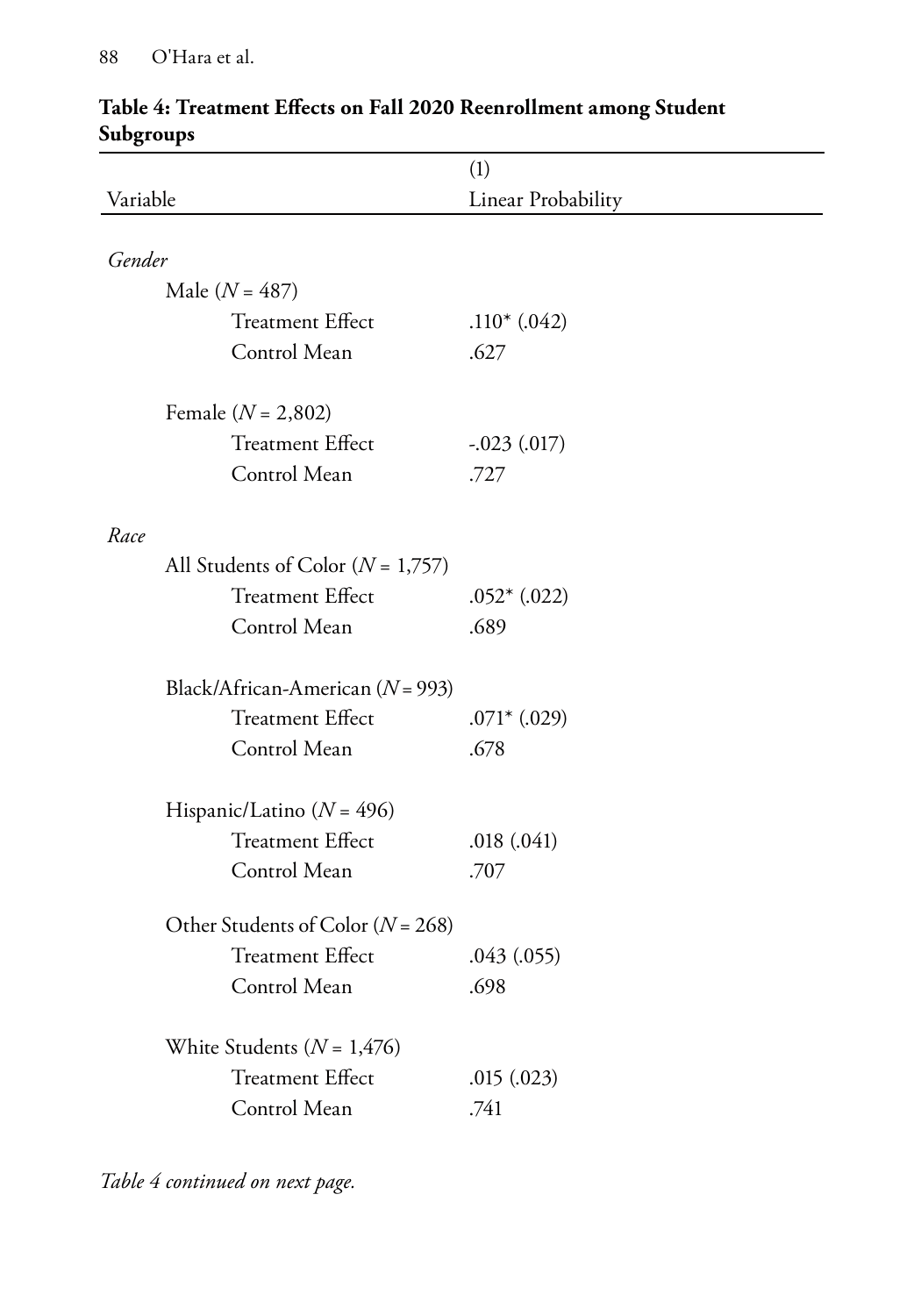**Table 4: Treatment Effects on Fall 2020 Reenrollment among Student Subgroups**

| Variable | (1) Linear Probability |
|---|---|
| *Gender* | |
| Male ($N$ = 487) | |
| Treatment Effect | .110* (.042) |
| Control Mean | .627 |
| Female ($N$ = 2,802) | |
| Treatment Effect | -.023 (.017) |
| Control Mean | .727 |
| *Race* | |
| All Students of Color ($N$ = 1,757) | |
| Treatment Effect | .052* (.022) |
| Control Mean | .689 |
| Black/African-American ($N$ = 993) | |
| Treatment Effect | .071* (.029) |
| Control Mean | .678 |
| Hispanic/Latino ($N$ = 496) | |
| Treatment Effect | .018 (.041) |
| Control Mean | .707 |
| Other Students of Color ($N$ = 268) | |
| Treatment Effect | .043 (.055) |
| Control Mean | .698 |
| White Students ($N$ = 1,476) | |
| Treatment Effect | .015 (.023) |
| Control Mean | .741 |

*Table 4 continued on next page.*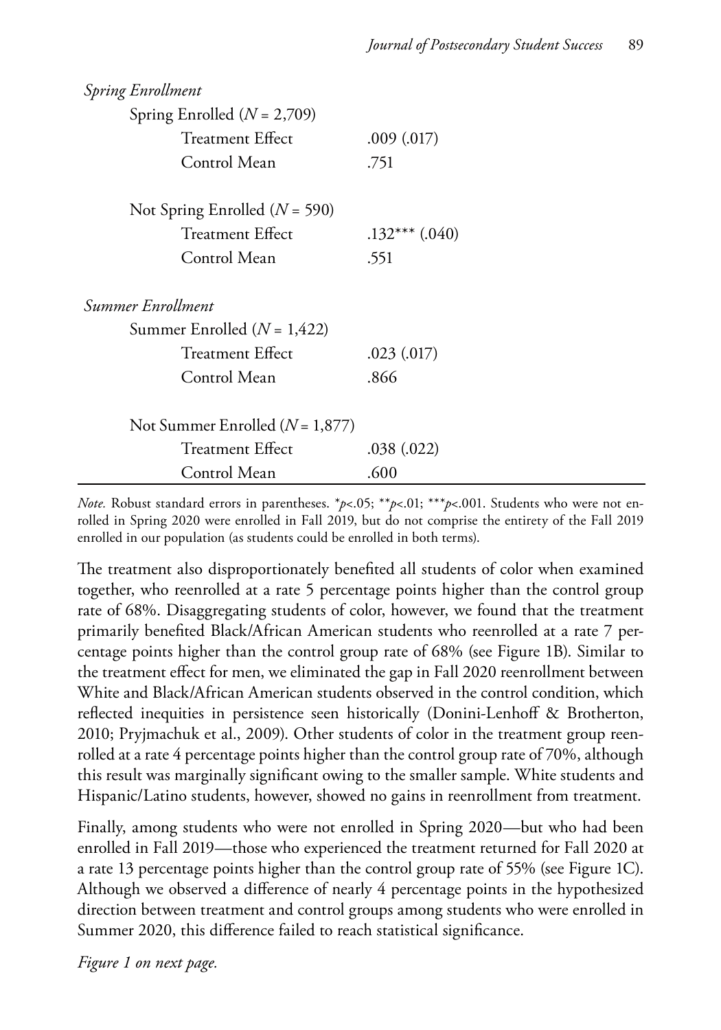| | |
|---|---|
| *Spring Enrollment* | |
| Spring Enrolled ($N$ = 2,709) | |
| Treatment Effect | .009 (.017) |
| Control Mean | .751 |
| Not Spring Enrolled ($N$ = 590) | |
| Treatment Effect | .132*** (.040) |
| Control Mean | .551 |
| *Summer Enrollment* | |
| Summer Enrolled ($N$ = 1,422) | |
| Treatment Effect | .023 (.017) |
| Control Mean | .866 |
| Not Summer Enrolled ($N$ = 1,877) | |
| Treatment Effect | .038 (.022) |
| Control Mean | .600 |

*Note.* Robust standard errors in parentheses. *$p$<.05; **$p$<.01; ***$p$<.001. Students who were not enrolled in Spring 2020 were enrolled in Fall 2019, but do not comprise the entirety of the Fall 2019 enrolled in our population (as students could be enrolled in both terms).

The treatment also disproportionately benefited all students of color when examined together, who reenrolled at a rate 5 percentage points higher than the control group rate of 68%. Disaggregating students of color, however, we found that the treatment primarily benefited Black/African American students who reenrolled at a rate 7 percentage points higher than the control group rate of 68% (see Figure 1B). Similar to the treatment effect for men, we eliminated the gap in Fall 2020 reenrollment between White and Black/African American students observed in the control condition, which reflected inequities in persistence seen historically (Donini-Lenhoff & Brotherton, 2010; Pryjmachuk et al., 2009). Other students of color in the treatment group reenrolled at a rate 4 percentage points higher than the control group rate of 70%, although this result was marginally significant owing to the smaller sample. White students and Hispanic/Latino students, however, showed no gains in reenrollment from treatment.

Finally, among students who were not enrolled in Spring 2020—but who had been enrolled in Fall 2019—those who experienced the treatment returned for Fall 2020 at a rate 13 percentage points higher than the control group rate of 55% (see Figure 1C). Although we observed a difference of nearly 4 percentage points in the hypothesized direction between treatment and control groups among students who were enrolled in Summer 2020, this difference failed to reach statistical significance.

*Figure 1 on next page.*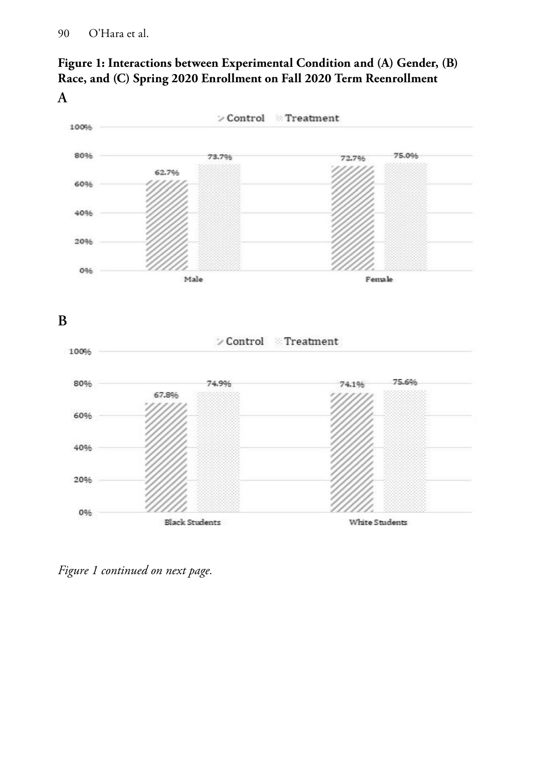**Figure 1: Interactions between Experimental Condition and (A) Gender, (B) Race, and (C) Spring 2020 Enrollment on Fall 2020 Term Reenrollment**

**A**

Control | Treatment

| | Control | Treatment |
|---|---|---|
| Male | 62.7% | 73.7% |
| Female | 72.7% | 75.0% |

**B**

Control | Treatment

| | Control | Treatment |
|---|---|---|
| Black Students | 67.8% | 74.9% |
| White Students | 74.1% | 75.6% |

*Figure 1 continued on next page.*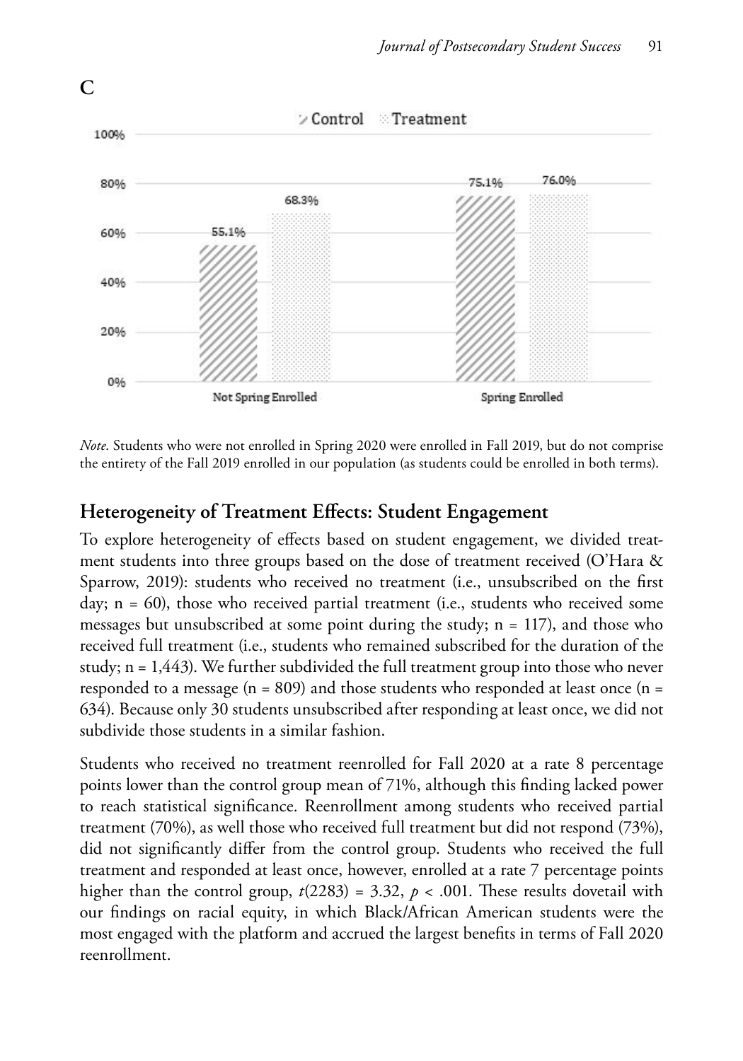**C**

*Note.* Students who were not enrolled in Spring 2020 were enrolled in Fall 2019, but do not comprise the entirety of the Fall 2019 enrolled in our population (as students could be enrolled in both terms).

## Heterogeneity of Treatment Effects: Student Engagement

To explore heterogeneity of effects based on student engagement, we divided treatment students into three groups based on the dose of treatment received (O'Hara & Sparrow, 2019): students who received no treatment (i.e., unsubscribed on the first day; n = 60), those who received partial treatment (i.e., students who received some messages but unsubscribed at some point during the study; n = 117), and those who received full treatment (i.e., students who remained subscribed for the duration of the study; n = 1,443). We further subdivided the full treatment group into those who never responded to a message (n = 809) and those students who responded at least once (n = 634). Because only 30 students unsubscribed after responding at least once, we did not subdivide those students in a similar fashion.

Students who received no treatment reenrolled for Fall 2020 at a rate 8 percentage points lower than the control group mean of 71%, although this finding lacked power to reach statistical significance. Reenrollment among students who received partial treatment (70%), as well those who received full treatment but did not respond (73%), did not significantly differ from the control group. Students who received the full treatment and responded at least once, however, enrolled at a rate 7 percentage points higher than the control group, $t(2283) = 3.32$, $p < .001$. These results dovetail with our findings on racial equity, in which Black/African American students were the most engaged with the platform and accrued the largest benefits in terms of Fall 2020 reenrollment.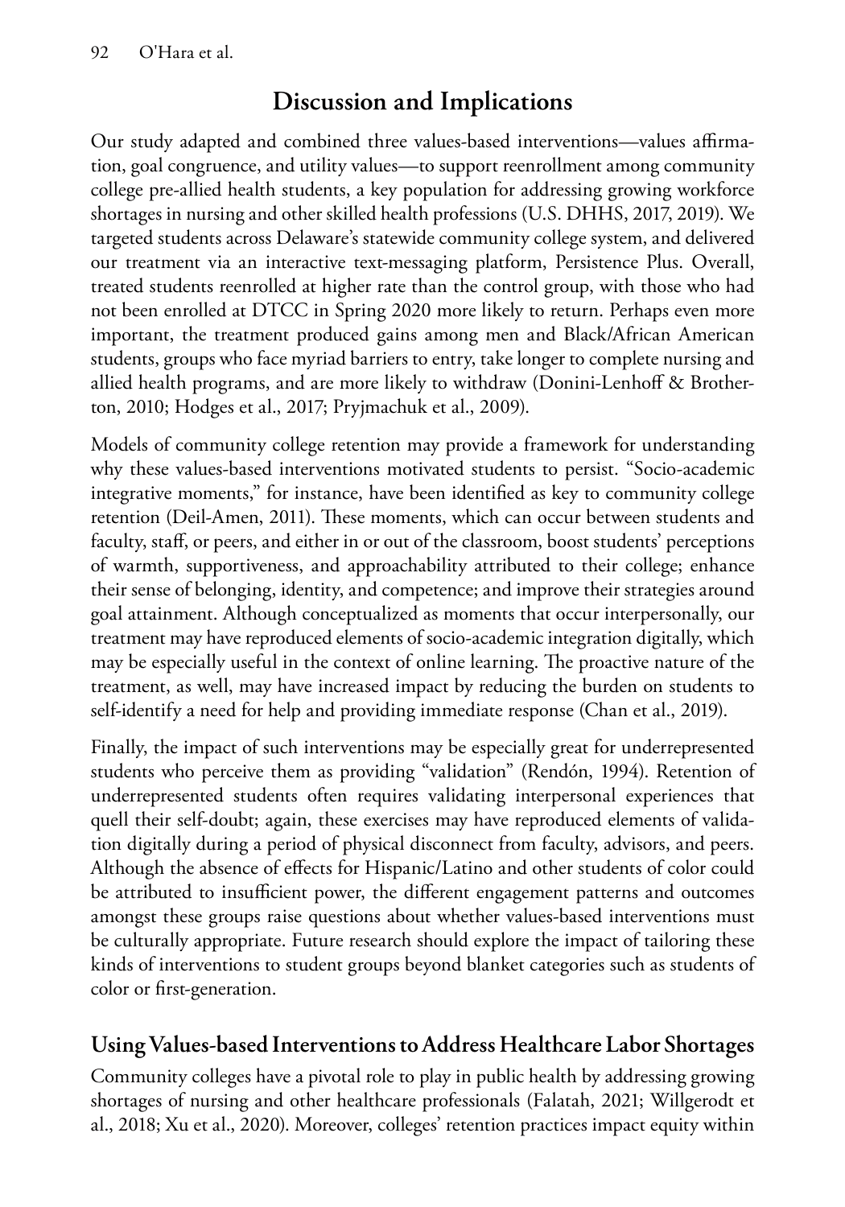## Discussion and Implications

Our study adapted and combined three values-based interventions—values affirmation, goal congruence, and utility values—to support reenrollment among community college pre-allied health students, a key population for addressing growing workforce shortages in nursing and other skilled health professions (U.S. DHHS, 2017, 2019). We targeted students across Delaware's statewide community college system, and delivered our treatment via an interactive text-messaging platform, Persistence Plus. Overall, treated students reenrolled at higher rate than the control group, with those who had not been enrolled at DTCC in Spring 2020 more likely to return. Perhaps even more important, the treatment produced gains among men and Black/African American students, groups who face myriad barriers to entry, take longer to complete nursing and allied health programs, and are more likely to withdraw (Donini-Lenhoff & Brotherton, 2010; Hodges et al., 2017; Pryjmachuk et al., 2009).

Models of community college retention may provide a framework for understanding why these values-based interventions motivated students to persist. "Socio-academic integrative moments," for instance, have been identified as key to community college retention (Deil-Amen, 2011). These moments, which can occur between students and faculty, staff, or peers, and either in or out of the classroom, boost students' perceptions of warmth, supportiveness, and approachability attributed to their college; enhance their sense of belonging, identity, and competence; and improve their strategies around goal attainment. Although conceptualized as moments that occur interpersonally, our treatment may have reproduced elements of socio-academic integration digitally, which may be especially useful in the context of online learning. The proactive nature of the treatment, as well, may have increased impact by reducing the burden on students to self-identify a need for help and providing immediate response (Chan et al., 2019).

Finally, the impact of such interventions may be especially great for underrepresented students who perceive them as providing "validation" (Rendón, 1994). Retention of underrepresented students often requires validating interpersonal experiences that quell their self-doubt; again, these exercises may have reproduced elements of validation digitally during a period of physical disconnect from faculty, advisors, and peers. Although the absence of effects for Hispanic/Latino and other students of color could be attributed to insufficient power, the different engagement patterns and outcomes amongst these groups raise questions about whether values-based interventions must be culturally appropriate. Future research should explore the impact of tailoring these kinds of interventions to student groups beyond blanket categories such as students of color or first-generation.

### Using Values-based Interventions to Address Healthcare Labor Shortages

Community colleges have a pivotal role to play in public health by addressing growing shortages of nursing and other healthcare professionals (Falatah, 2021; Willgerodt et al., 2018; Xu et al., 2020). Moreover, colleges' retention practices impact equity within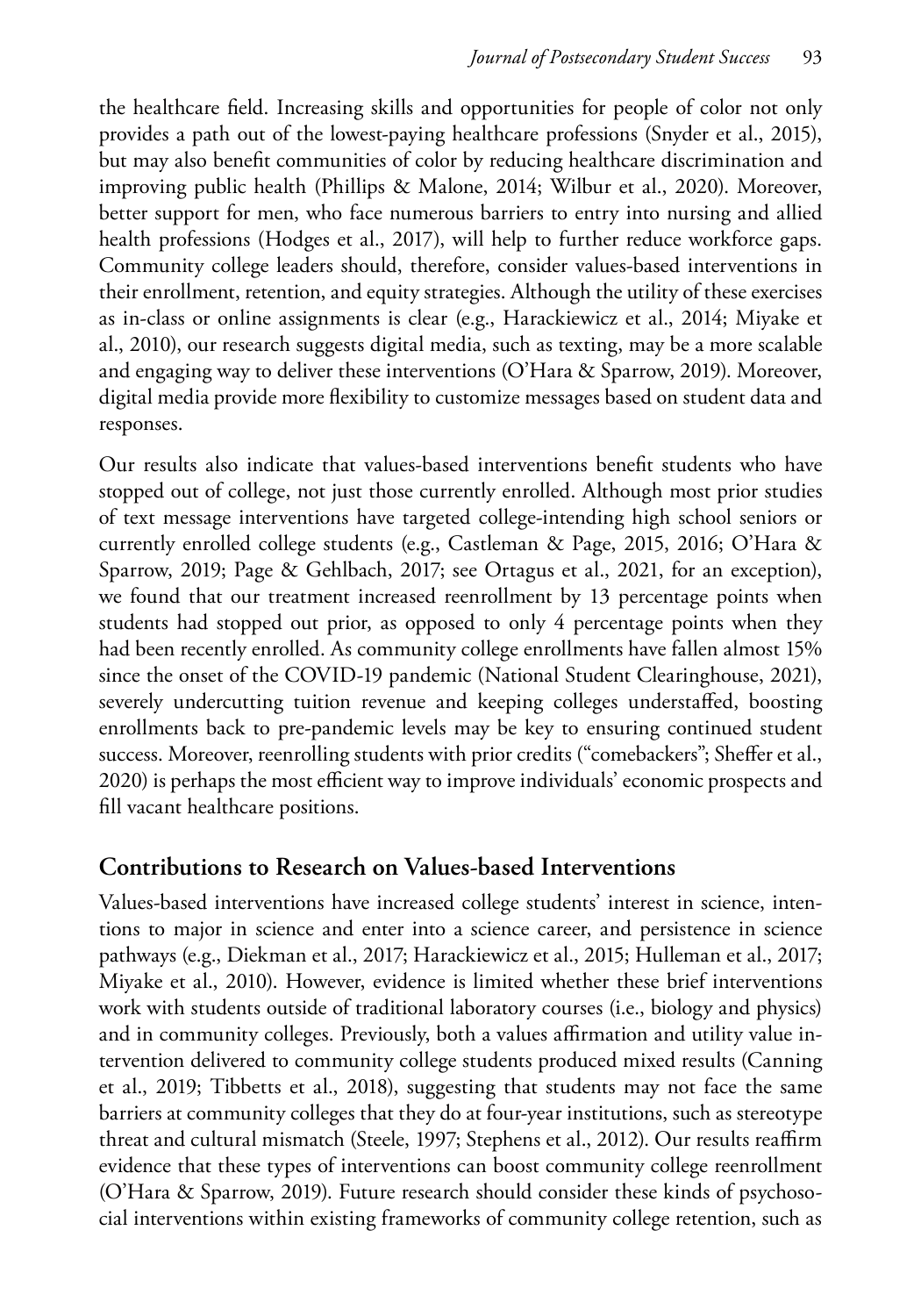the healthcare field. Increasing skills and opportunities for people of color not only provides a path out of the lowest-paying healthcare professions (Snyder et al., 2015), but may also benefit communities of color by reducing healthcare discrimination and improving public health (Phillips & Malone, 2014; Wilbur et al., 2020). Moreover, better support for men, who face numerous barriers to entry into nursing and allied health professions (Hodges et al., 2017), will help to further reduce workforce gaps. Community college leaders should, therefore, consider values-based interventions in their enrollment, retention, and equity strategies. Although the utility of these exercises as in-class or online assignments is clear (e.g., Harackiewicz et al., 2014; Miyake et al., 2010), our research suggests digital media, such as texting, may be a more scalable and engaging way to deliver these interventions (O'Hara & Sparrow, 2019). Moreover, digital media provide more flexibility to customize messages based on student data and responses.

Our results also indicate that values-based interventions benefit students who have stopped out of college, not just those currently enrolled. Although most prior studies of text message interventions have targeted college-intending high school seniors or currently enrolled college students (e.g., Castleman & Page, 2015, 2016; O'Hara & Sparrow, 2019; Page & Gehlbach, 2017; see Ortagus et al., 2021, for an exception), we found that our treatment increased reenrollment by 13 percentage points when students had stopped out prior, as opposed to only 4 percentage points when they had been recently enrolled. As community college enrollments have fallen almost 15% since the onset of the COVID-19 pandemic (National Student Clearinghouse, 2021), severely undercutting tuition revenue and keeping colleges understaffed, boosting enrollments back to pre-pandemic levels may be key to ensuring continued student success. Moreover, reenrolling students with prior credits ("comebackers"; Sheffer et al., 2020) is perhaps the most efficient way to improve individuals' economic prospects and fill vacant healthcare positions.

## Contributions to Research on Values-based Interventions

Values-based interventions have increased college students' interest in science, intentions to major in science and enter into a science career, and persistence in science pathways (e.g., Diekman et al., 2017; Harackiewicz et al., 2015; Hulleman et al., 2017; Miyake et al., 2010). However, evidence is limited whether these brief interventions work with students outside of traditional laboratory courses (i.e., biology and physics) and in community colleges. Previously, both a values affirmation and utility value intervention delivered to community college students produced mixed results (Canning et al., 2019; Tibbetts et al., 2018), suggesting that students may not face the same barriers at community colleges that they do at four-year institutions, such as stereotype threat and cultural mismatch (Steele, 1997; Stephens et al., 2012). Our results reaffirm evidence that these types of interventions can boost community college reenrollment (O'Hara & Sparrow, 2019). Future research should consider these kinds of psychosocial interventions within existing frameworks of community college retention, such as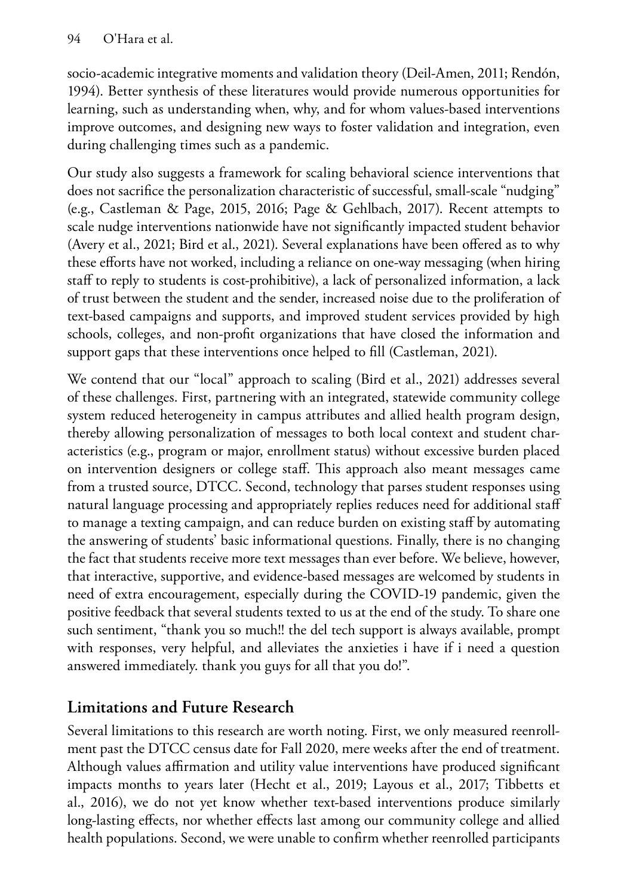socio-academic integrative moments and validation theory (Deil-Amen, 2011; Rendón, 1994). Better synthesis of these literatures would provide numerous opportunities for learning, such as understanding when, why, and for whom values-based interventions improve outcomes, and designing new ways to foster validation and integration, even during challenging times such as a pandemic.

Our study also suggests a framework for scaling behavioral science interventions that does not sacrifice the personalization characteristic of successful, small-scale "nudging" (e.g., Castleman & Page, 2015, 2016; Page & Gehlbach, 2017). Recent attempts to scale nudge interventions nationwide have not significantly impacted student behavior (Avery et al., 2021; Bird et al., 2021). Several explanations have been offered as to why these efforts have not worked, including a reliance on one-way messaging (when hiring staff to reply to students is cost-prohibitive), a lack of personalized information, a lack of trust between the student and the sender, increased noise due to the proliferation of text-based campaigns and supports, and improved student services provided by high schools, colleges, and non-profit organizations that have closed the information and support gaps that these interventions once helped to fill (Castleman, 2021).

We contend that our "local" approach to scaling (Bird et al., 2021) addresses several of these challenges. First, partnering with an integrated, statewide community college system reduced heterogeneity in campus attributes and allied health program design, thereby allowing personalization of messages to both local context and student characteristics (e.g., program or major, enrollment status) without excessive burden placed on intervention designers or college staff. This approach also meant messages came from a trusted source, DTCC. Second, technology that parses student responses using natural language processing and appropriately replies reduces need for additional staff to manage a texting campaign, and can reduce burden on existing staff by automating the answering of students' basic informational questions. Finally, there is no changing the fact that students receive more text messages than ever before. We believe, however, that interactive, supportive, and evidence-based messages are welcomed by students in need of extra encouragement, especially during the COVID-19 pandemic, given the positive feedback that several students texted to us at the end of the study. To share one such sentiment, "thank you so much!! the del tech support is always available, prompt with responses, very helpful, and alleviates the anxieties i have if i need a question answered immediately. thank you guys for all that you do!".

## Limitations and Future Research

Several limitations to this research are worth noting. First, we only measured reenrollment past the DTCC census date for Fall 2020, mere weeks after the end of treatment. Although values affirmation and utility value interventions have produced significant impacts months to years later (Hecht et al., 2019; Layous et al., 2017; Tibbetts et al., 2016), we do not yet know whether text-based interventions produce similarly long-lasting effects, nor whether effects last among our community college and allied health populations. Second, we were unable to confirm whether reenrolled participants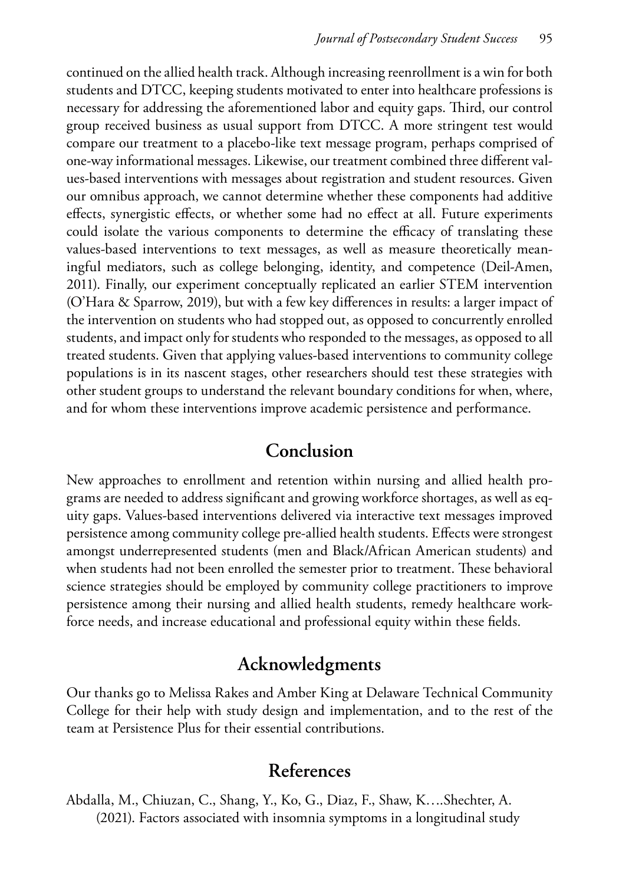continued on the allied health track. Although increasing reenrollment is a win for both students and DTCC, keeping students motivated to enter into healthcare professions is necessary for addressing the aforementioned labor and equity gaps. Third, our control group received business as usual support from DTCC. A more stringent test would compare our treatment to a placebo-like text message program, perhaps comprised of one-way informational messages. Likewise, our treatment combined three different values-based interventions with messages about registration and student resources. Given our omnibus approach, we cannot determine whether these components had additive effects, synergistic effects, or whether some had no effect at all. Future experiments could isolate the various components to determine the efficacy of translating these values-based interventions to text messages, as well as measure theoretically meaningful mediators, such as college belonging, identity, and competence (Deil-Amen, 2011). Finally, our experiment conceptually replicated an earlier STEM intervention (O'Hara & Sparrow, 2019), but with a few key differences in results: a larger impact of the intervention on students who had stopped out, as opposed to concurrently enrolled students, and impact only for students who responded to the messages, as opposed to all treated students. Given that applying values-based interventions to community college populations is in its nascent stages, other researchers should test these strategies with other student groups to understand the relevant boundary conditions for when, where, and for whom these interventions improve academic persistence and performance.

## Conclusion

New approaches to enrollment and retention within nursing and allied health programs are needed to address significant and growing workforce shortages, as well as equity gaps. Values-based interventions delivered via interactive text messages improved persistence among community college pre-allied health students. Effects were strongest amongst underrepresented students (men and Black/African American students) and when students had not been enrolled the semester prior to treatment. These behavioral science strategies should be employed by community college practitioners to improve persistence among their nursing and allied health students, remedy healthcare workforce needs, and increase educational and professional equity within these fields.

## Acknowledgments

Our thanks go to Melissa Rakes and Amber King at Delaware Technical Community College for their help with study design and implementation, and to the rest of the team at Persistence Plus for their essential contributions.

## References

Abdalla, M., Chiuzan, C., Shang, Y., Ko, G., Diaz, F., Shaw, K….Shechter, A. (2021). Factors associated with insomnia symptoms in a longitudinal study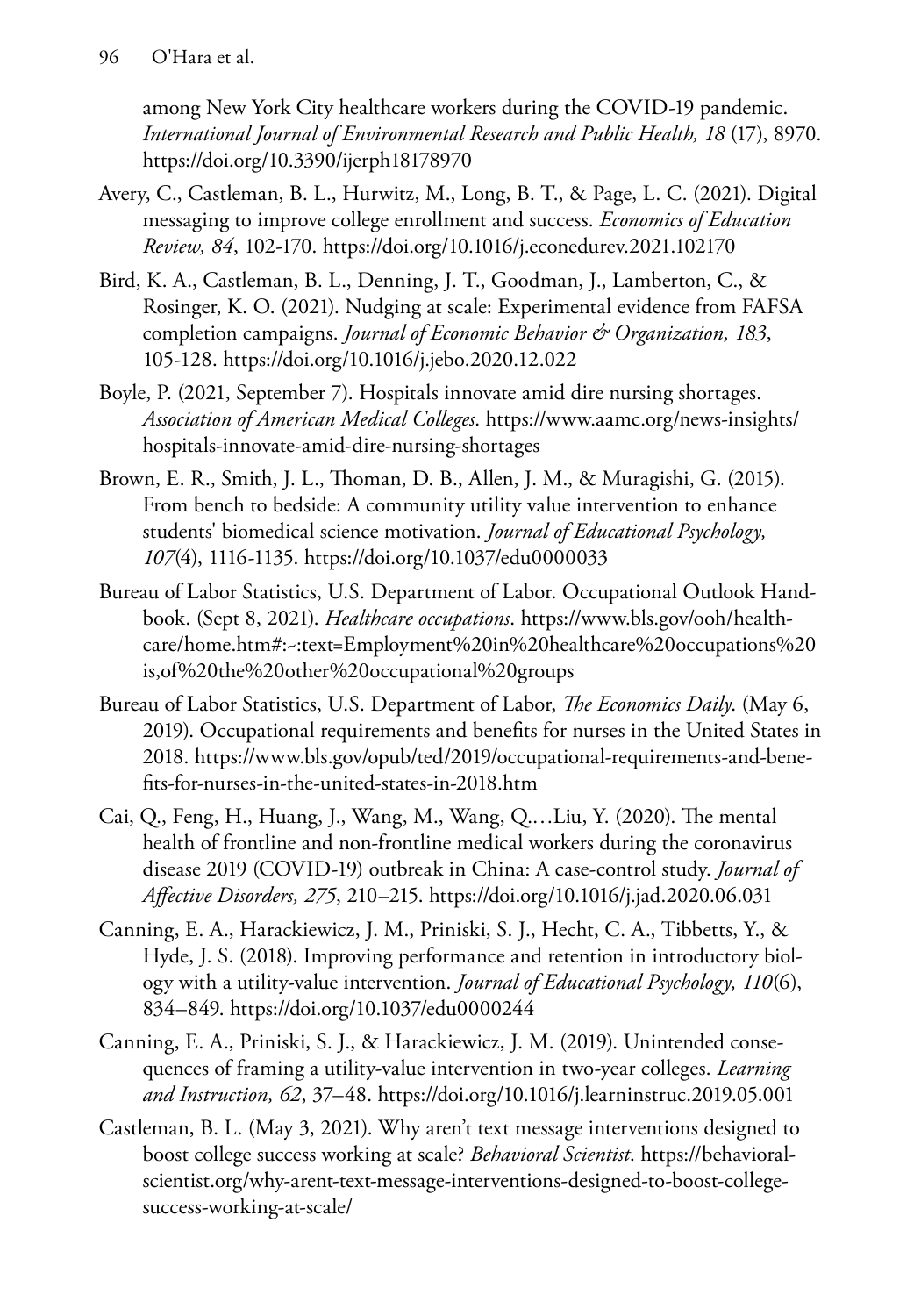among New York City healthcare workers during the COVID-19 pandemic. *International Journal of Environmental Research and Public Health, 18* (17), 8970. https://doi.org/10.3390/ijerph18178970

Avery, C., Castleman, B. L., Hurwitz, M., Long, B. T., & Page, L. C. (2021). Digital messaging to improve college enrollment and success. *Economics of Education Review, 84*, 102-170. https://doi.org/10.1016/j.econedurev.2021.102170

Bird, K. A., Castleman, B. L., Denning, J. T., Goodman, J., Lamberton, C., & Rosinger, K. O. (2021). Nudging at scale: Experimental evidence from FAFSA completion campaigns. *Journal of Economic Behavior & Organization, 183*, 105-128. https://doi.org/10.1016/j.jebo.2020.12.022

Boyle, P. (2021, September 7). Hospitals innovate amid dire nursing shortages. *Association of American Medical Colleges*. https://www.aamc.org/news-insights/hospitals-innovate-amid-dire-nursing-shortages

Brown, E. R., Smith, J. L., Thoman, D. B., Allen, J. M., & Muragishi, G. (2015). From bench to bedside: A community utility value intervention to enhance students' biomedical science motivation. *Journal of Educational Psychology, 107*(4), 1116-1135. https://doi.org/10.1037/edu0000033

Bureau of Labor Statistics, U.S. Department of Labor. Occupational Outlook Handbook. (Sept 8, 2021). *Healthcare occupations*. https://www.bls.gov/ooh/healthcare/home.htm#:~:text=Employment%20in%20healthcare%20occupations%20is,of%20the%20other%20occupational%20groups

Bureau of Labor Statistics, U.S. Department of Labor, *The Economics Daily*. (May 6, 2019). Occupational requirements and benefits for nurses in the United States in 2018. https://www.bls.gov/opub/ted/2019/occupational-requirements-and-benefits-for-nurses-in-the-united-states-in-2018.htm

Cai, Q., Feng, H., Huang, J., Wang, M., Wang, Q.…Liu, Y. (2020). The mental health of frontline and non-frontline medical workers during the coronavirus disease 2019 (COVID-19) outbreak in China: A case-control study. *Journal of Affective Disorders, 275*, 210–215. https://doi.org/10.1016/j.jad.2020.06.031

Canning, E. A., Harackiewicz, J. M., Priniski, S. J., Hecht, C. A., Tibbetts, Y., & Hyde, J. S. (2018). Improving performance and retention in introductory biology with a utility-value intervention. *Journal of Educational Psychology, 110*(6), 834–849. https://doi.org/10.1037/edu0000244

Canning, E. A., Priniski, S. J., & Harackiewicz, J. M. (2019). Unintended consequences of framing a utility-value intervention in two-year colleges. *Learning and Instruction, 62*, 37–48. https://doi.org/10.1016/j.learninstruc.2019.05.001

Castleman, B. L. (May 3, 2021). Why aren't text message interventions designed to boost college success working at scale? *Behavioral Scientist*. https://behavioralscientist.org/why-arent-text-message-interventions-designed-to-boost-college-success-working-at-scale/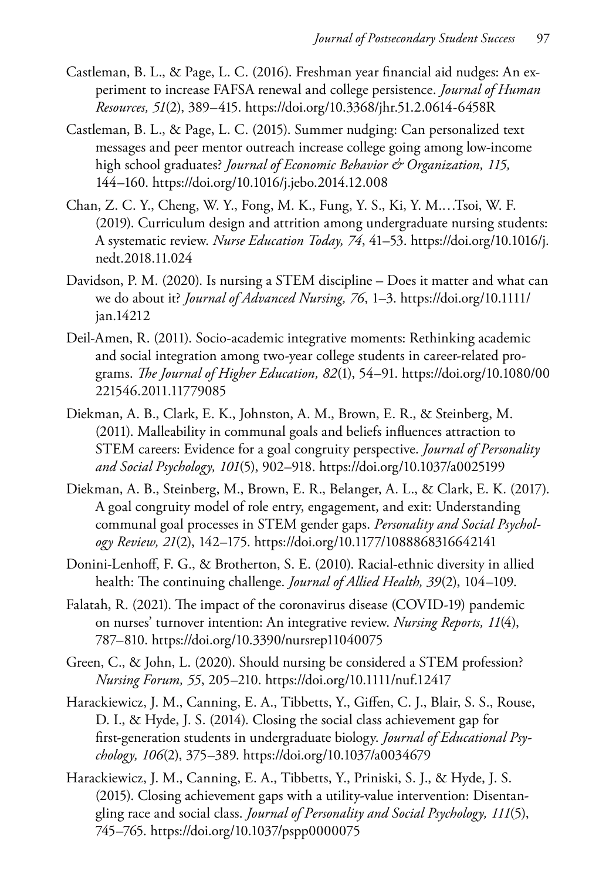Castleman, B. L., & Page, L. C. (2016). Freshman year financial aid nudges: An experiment to increase FAFSA renewal and college persistence. *Journal of Human Resources, 51*(2), 389–415. https://doi.org/10.3368/jhr.51.2.0614-6458R

Castleman, B. L., & Page, L. C. (2015). Summer nudging: Can personalized text messages and peer mentor outreach increase college going among low-income high school graduates? *Journal of Economic Behavior & Organization, 115,* 144–160. https://doi.org/10.1016/j.jebo.2014.12.008

Chan, Z. C. Y., Cheng, W. Y., Fong, M. K., Fung, Y. S., Ki, Y. M.…Tsoi, W. F. (2019). Curriculum design and attrition among undergraduate nursing students: A systematic review. *Nurse Education Today, 74*, 41–53. https://doi.org/10.1016/j.nedt.2018.11.024

Davidson, P. M. (2020). Is nursing a STEM discipline – Does it matter and what can we do about it? *Journal of Advanced Nursing, 76*, 1–3. https://doi.org/10.1111/jan.14212

Deil-Amen, R. (2011). Socio-academic integrative moments: Rethinking academic and social integration among two-year college students in career-related programs. *The Journal of Higher Education, 82*(1), 54–91. https://doi.org/10.1080/00221546.2011.11779085

Diekman, A. B., Clark, E. K., Johnston, A. M., Brown, E. R., & Steinberg, M. (2011). Malleability in communal goals and beliefs influences attraction to STEM careers: Evidence for a goal congruity perspective. *Journal of Personality and Social Psychology, 101*(5), 902–918. https://doi.org/10.1037/a0025199

Diekman, A. B., Steinberg, M., Brown, E. R., Belanger, A. L., & Clark, E. K. (2017). A goal congruity model of role entry, engagement, and exit: Understanding communal goal processes in STEM gender gaps. *Personality and Social Psychology Review, 21*(2), 142–175. https://doi.org/10.1177/1088868316642141

Donini-Lenhoff, F. G., & Brotherton, S. E. (2010). Racial-ethnic diversity in allied health: The continuing challenge. *Journal of Allied Health, 39*(2), 104–109.

Falatah, R. (2021). The impact of the coronavirus disease (COVID-19) pandemic on nurses' turnover intention: An integrative review. *Nursing Reports, 11*(4), 787–810. https://doi.org/10.3390/nursrep11040075

Green, C., & John, L. (2020). Should nursing be considered a STEM profession? *Nursing Forum, 55*, 205–210. https://doi.org/10.1111/nuf.12417

Harackiewicz, J. M., Canning, E. A., Tibbetts, Y., Giffen, C. J., Blair, S. S., Rouse, D. I., & Hyde, J. S. (2014). Closing the social class achievement gap for first-generation students in undergraduate biology. *Journal of Educational Psychology, 106*(2), 375–389. https://doi.org/10.1037/a0034679

Harackiewicz, J. M., Canning, E. A., Tibbetts, Y., Priniski, S. J., & Hyde, J. S. (2015). Closing achievement gaps with a utility-value intervention: Disentangling race and social class. *Journal of Personality and Social Psychology, 111*(5), 745–765. https://doi.org/10.1037/pspp0000075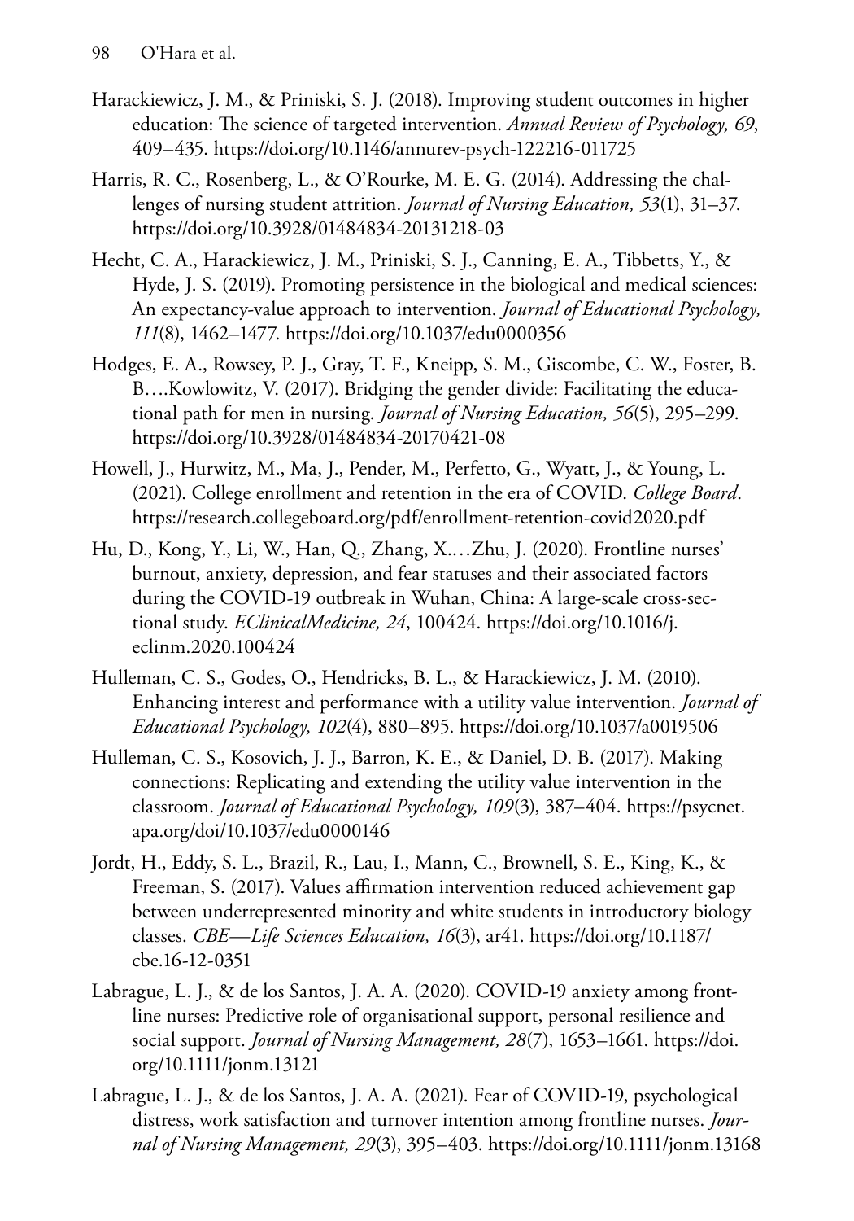Harackiewicz, J. M., & Priniski, S. J. (2018). Improving student outcomes in higher education: The science of targeted intervention. *Annual Review of Psychology, 69*, 409–435. https://doi.org/10.1146/annurev-psych-122216-011725

Harris, R. C., Rosenberg, L., & O'Rourke, M. E. G. (2014). Addressing the challenges of nursing student attrition. *Journal of Nursing Education, 53*(1), 31–37. https://doi.org/10.3928/01484834-20131218-03

Hecht, C. A., Harackiewicz, J. M., Priniski, S. J., Canning, E. A., Tibbetts, Y., & Hyde, J. S. (2019). Promoting persistence in the biological and medical sciences: An expectancy-value approach to intervention. *Journal of Educational Psychology, 111*(8), 1462–1477. https://doi.org/10.1037/edu0000356

Hodges, E. A., Rowsey, P. J., Gray, T. F., Kneipp, S. M., Giscombe, C. W., Foster, B. B….Kowlowitz, V. (2017). Bridging the gender divide: Facilitating the educational path for men in nursing. *Journal of Nursing Education, 56*(5), 295–299. https://doi.org/10.3928/01484834-20170421-08

Howell, J., Hurwitz, M., Ma, J., Pender, M., Perfetto, G., Wyatt, J., & Young, L. (2021). College enrollment and retention in the era of COVID. *College Board*. https://research.collegeboard.org/pdf/enrollment-retention-covid2020.pdf

Hu, D., Kong, Y., Li, W., Han, Q., Zhang, X.…Zhu, J. (2020). Frontline nurses' burnout, anxiety, depression, and fear statuses and their associated factors during the COVID-19 outbreak in Wuhan, China: A large-scale cross-sectional study. *EClinicalMedicine, 24*, 100424. https://doi.org/10.1016/j.eclinm.2020.100424

Hulleman, C. S., Godes, O., Hendricks, B. L., & Harackiewicz, J. M. (2010). Enhancing interest and performance with a utility value intervention. *Journal of Educational Psychology, 102*(4), 880–895. https://doi.org/10.1037/a0019506

Hulleman, C. S., Kosovich, J. J., Barron, K. E., & Daniel, D. B. (2017). Making connections: Replicating and extending the utility value intervention in the classroom. *Journal of Educational Psychology, 109*(3), 387–404. https://psycnet.apa.org/doi/10.1037/edu0000146

Jordt, H., Eddy, S. L., Brazil, R., Lau, I., Mann, C., Brownell, S. E., King, K., & Freeman, S. (2017). Values affirmation intervention reduced achievement gap between underrepresented minority and white students in introductory biology classes. *CBE—Life Sciences Education, 16*(3), ar41. https://doi.org/10.1187/cbe.16-12-0351

Labrague, L. J., & de los Santos, J. A. A. (2020). COVID-19 anxiety among frontline nurses: Predictive role of organisational support, personal resilience and social support. *Journal of Nursing Management, 28*(7), 1653–1661. https://doi.org/10.1111/jonm.13121

Labrague, L. J., & de los Santos, J. A. A. (2021). Fear of COVID-19, psychological distress, work satisfaction and turnover intention among frontline nurses. *Journal of Nursing Management, 29*(3), 395–403. https://doi.org/10.1111/jonm.13168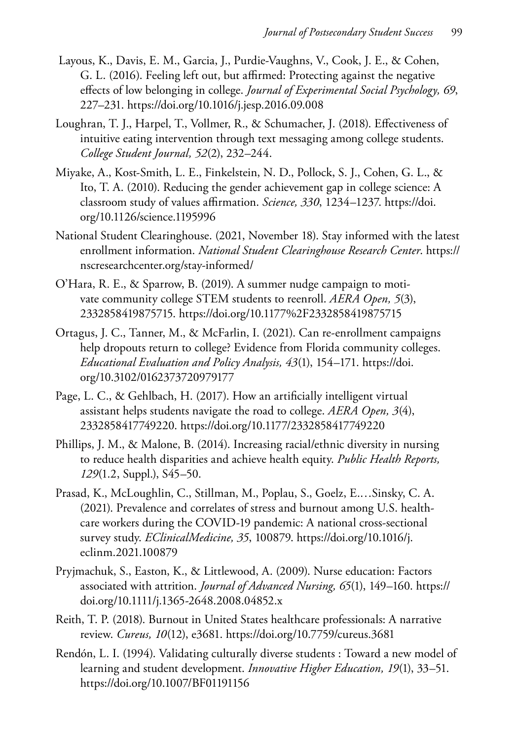Layous, K., Davis, E. M., Garcia, J., Purdie-Vaughns, V., Cook, J. E., & Cohen, G. L. (2016). Feeling left out, but affirmed: Protecting against the negative effects of low belonging in college. *Journal of Experimental Social Psychology, 69*, 227–231. https://doi.org/10.1016/j.jesp.2016.09.008

Loughran, T. J., Harpel, T., Vollmer, R., & Schumacher, J. (2018). Effectiveness of intuitive eating intervention through text messaging among college students. *College Student Journal, 52*(2), 232–244.

Miyake, A., Kost-Smith, L. E., Finkelstein, N. D., Pollock, S. J., Cohen, G. L., & Ito, T. A. (2010). Reducing the gender achievement gap in college science: A classroom study of values affirmation. *Science, 330*, 1234–1237. https://doi.org/10.1126/science.1195996

National Student Clearinghouse. (2021, November 18). Stay informed with the latest enrollment information. *National Student Clearinghouse Research Center*. https://nscresearchcenter.org/stay-informed/

O'Hara, R. E., & Sparrow, B. (2019). A summer nudge campaign to motivate community college STEM students to reenroll. *AERA Open, 5*(3), 2332858419875715. https://doi.org/10.1177%2F2332858419875715

Ortagus, J. C., Tanner, M., & McFarlin, I. (2021). Can re-enrollment campaigns help dropouts return to college? Evidence from Florida community colleges. *Educational Evaluation and Policy Analysis, 43*(1), 154–171. https://doi.org/10.3102/0162373720979177

Page, L. C., & Gehlbach, H. (2017). How an artificially intelligent virtual assistant helps students navigate the road to college. *AERA Open, 3*(4), 2332858417749220. https://doi.org/10.1177/2332858417749220

Phillips, J. M., & Malone, B. (2014). Increasing racial/ethnic diversity in nursing to reduce health disparities and achieve health equity. *Public Health Reports, 129*(1.2, Suppl.), S45–50.

Prasad, K., McLoughlin, C., Stillman, M., Poplau, S., Goelz, E.…Sinsky, C. A. (2021). Prevalence and correlates of stress and burnout among U.S. healthcare workers during the COVID-19 pandemic: A national cross-sectional survey study. *EClinicalMedicine, 35*, 100879. https://doi.org/10.1016/j.eclinm.2021.100879

Pryjmachuk, S., Easton, K., & Littlewood, A. (2009). Nurse education: Factors associated with attrition. *Journal of Advanced Nursing, 65*(1), 149–160. https://doi.org/10.1111/j.1365-2648.2008.04852.x

Reith, T. P. (2018). Burnout in United States healthcare professionals: A narrative review. *Cureus, 10*(12), e3681. https://doi.org/10.7759/cureus.3681

Rendón, L. I. (1994). Validating culturally diverse students : Toward a new model of learning and student development. *Innovative Higher Education, 19*(1), 33–51. https://doi.org/10.1007/BF01191156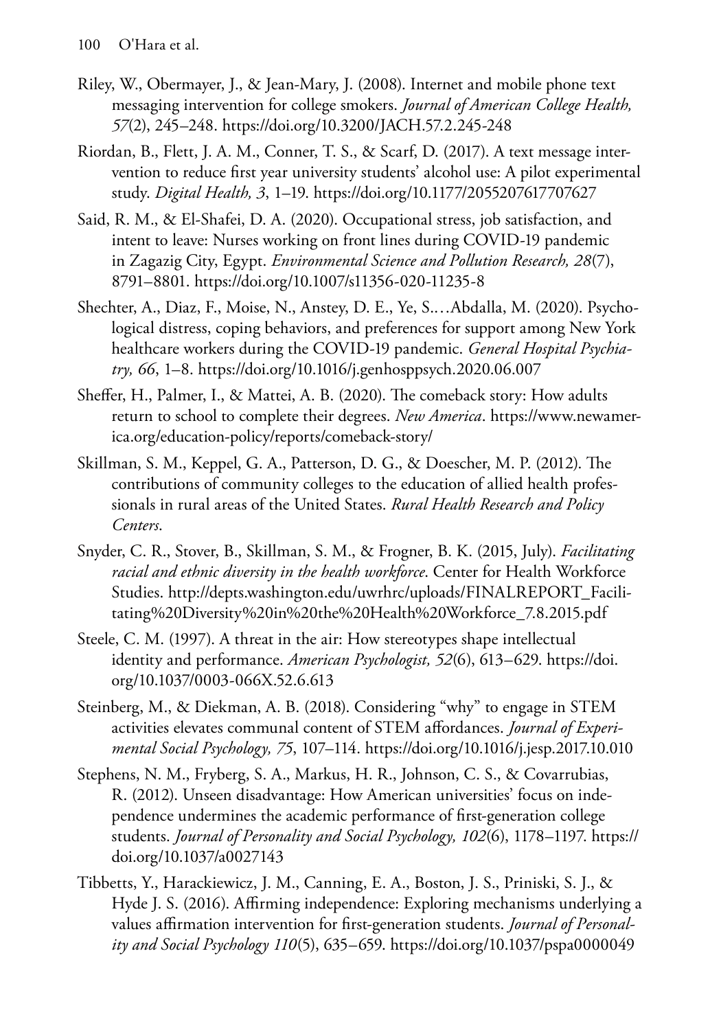Riley, W., Obermayer, J., & Jean-Mary, J. (2008). Internet and mobile phone text messaging intervention for college smokers. *Journal of American College Health, 57*(2), 245–248. https://doi.org/10.3200/JACH.57.2.245-248

Riordan, B., Flett, J. A. M., Conner, T. S., & Scarf, D. (2017). A text message intervention to reduce first year university students' alcohol use: A pilot experimental study. *Digital Health, 3*, 1–19. https://doi.org/10.1177/2055207617707627

Said, R. M., & El-Shafei, D. A. (2020). Occupational stress, job satisfaction, and intent to leave: Nurses working on front lines during COVID-19 pandemic in Zagazig City, Egypt. *Environmental Science and Pollution Research, 28*(7), 8791–8801. https://doi.org/10.1007/s11356-020-11235-8

Shechter, A., Diaz, F., Moise, N., Anstey, D. E., Ye, S.…Abdalla, M. (2020). Psychological distress, coping behaviors, and preferences for support among New York healthcare workers during the COVID-19 pandemic. *General Hospital Psychiatry, 66*, 1–8. https://doi.org/10.1016/j.genhosppsych.2020.06.007

Sheffer, H., Palmer, I., & Mattei, A. B. (2020). The comeback story: How adults return to school to complete their degrees. *New America*. https://www.newamerica.org/education-policy/reports/comeback-story/

Skillman, S. M., Keppel, G. A., Patterson, D. G., & Doescher, M. P. (2012). The contributions of community colleges to the education of allied health professionals in rural areas of the United States. *Rural Health Research and Policy Centers*.

Snyder, C. R., Stover, B., Skillman, S. M., & Frogner, B. K. (2015, July). *Facilitating racial and ethnic diversity in the health workforce*. Center for Health Workforce Studies. http://depts.washington.edu/uwrhrc/uploads/FINALREPORT_Facilitating%20Diversity%20in%20the%20Health%20Workforce_7.8.2015.pdf

Steele, C. M. (1997). A threat in the air: How stereotypes shape intellectual identity and performance. *American Psychologist, 52*(6), 613–629. https://doi.org/10.1037/0003-066X.52.6.613

Steinberg, M., & Diekman, A. B. (2018). Considering "why" to engage in STEM activities elevates communal content of STEM affordances. *Journal of Experimental Social Psychology, 75*, 107–114. https://doi.org/10.1016/j.jesp.2017.10.010

Stephens, N. M., Fryberg, S. A., Markus, H. R., Johnson, C. S., & Covarrubias, R. (2012). Unseen disadvantage: How American universities' focus on independence undermines the academic performance of first-generation college students. *Journal of Personality and Social Psychology, 102*(6), 1178–1197. https://doi.org/10.1037/a0027143

Tibbetts, Y., Harackiewicz, J. M., Canning, E. A., Boston, J. S., Priniski, S. J., & Hyde J. S. (2016). Affirming independence: Exploring mechanisms underlying a values affirmation intervention for first-generation students. *Journal of Personality and Social Psychology 110*(5), 635–659. https://doi.org/10.1037/pspa0000049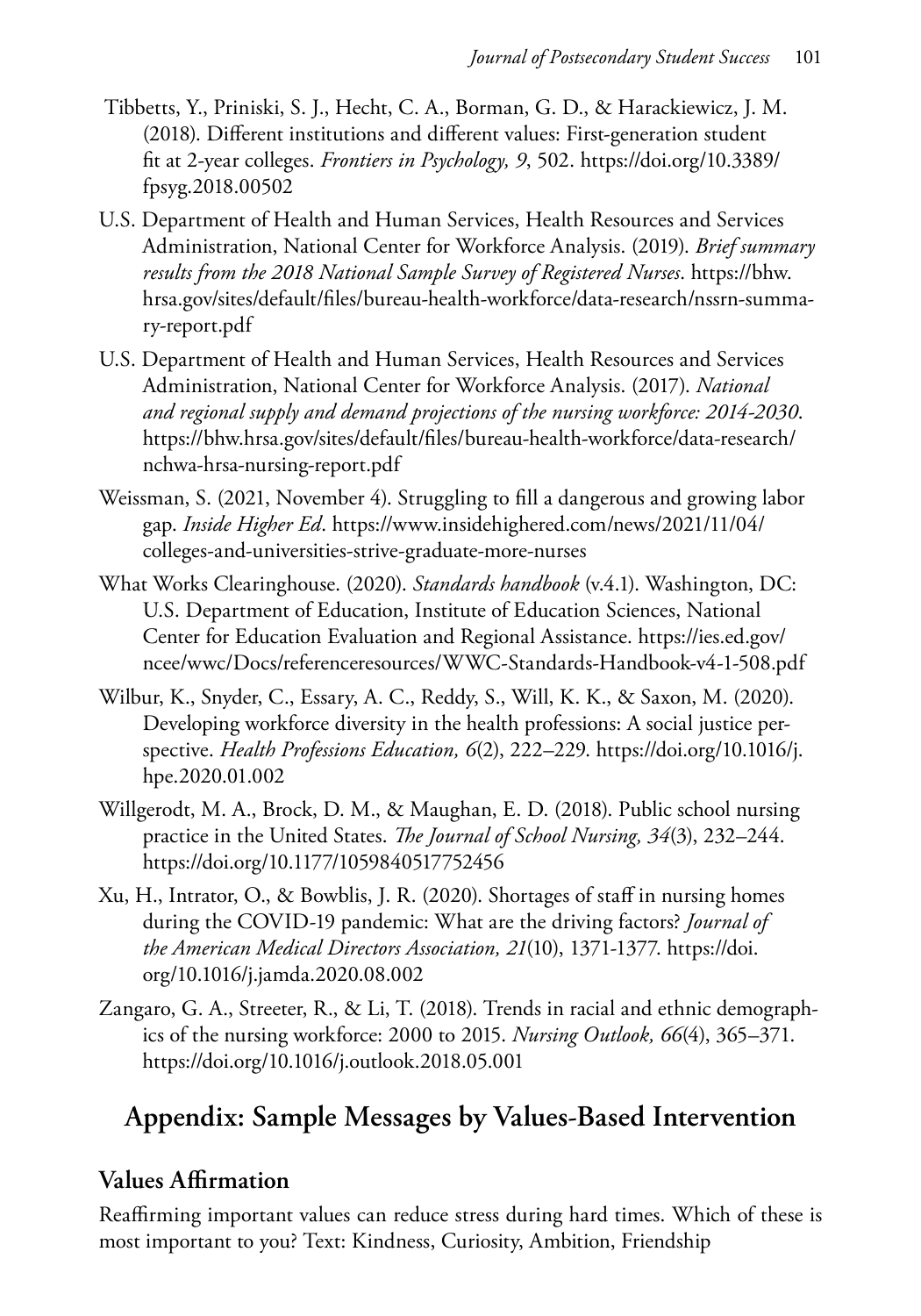Tibbetts, Y., Priniski, S. J., Hecht, C. A., Borman, G. D., & Harackiewicz, J. M. (2018). Different institutions and different values: First-generation student fit at 2-year colleges. *Frontiers in Psychology, 9*, 502. https://doi.org/10.3389/fpsyg.2018.00502

U.S. Department of Health and Human Services, Health Resources and Services Administration, National Center for Workforce Analysis. (2019). *Brief summary results from the 2018 National Sample Survey of Registered Nurses*. https://bhw.hrsa.gov/sites/default/files/bureau-health-workforce/data-research/nssrn-summary-report.pdf

U.S. Department of Health and Human Services, Health Resources and Services Administration, National Center for Workforce Analysis. (2017). *National and regional supply and demand projections of the nursing workforce: 2014-2030*. https://bhw.hrsa.gov/sites/default/files/bureau-health-workforce/data-research/nchwa-hrsa-nursing-report.pdf

Weissman, S. (2021, November 4). Struggling to fill a dangerous and growing labor gap. *Inside Higher Ed*. https://www.insidehighered.com/news/2021/11/04/colleges-and-universities-strive-graduate-more-nurses

What Works Clearinghouse. (2020). *Standards handbook* (v.4.1). Washington, DC: U.S. Department of Education, Institute of Education Sciences, National Center for Education Evaluation and Regional Assistance. https://ies.ed.gov/ncee/wwc/Docs/referenceresources/WWC-Standards-Handbook-v4-1-508.pdf

Wilbur, K., Snyder, C., Essary, A. C., Reddy, S., Will, K. K., & Saxon, M. (2020). Developing workforce diversity in the health professions: A social justice perspective. *Health Professions Education, 6*(2), 222–229. https://doi.org/10.1016/j.hpe.2020.01.002

Willgerodt, M. A., Brock, D. M., & Maughan, E. D. (2018). Public school nursing practice in the United States. *The Journal of School Nursing, 34*(3), 232–244. https://doi.org/10.1177/1059840517752456

Xu, H., Intrator, O., & Bowblis, J. R. (2020). Shortages of staff in nursing homes during the COVID-19 pandemic: What are the driving factors? *Journal of the American Medical Directors Association, 21*(10), 1371-1377. https://doi.org/10.1016/j.jamda.2020.08.002

Zangaro, G. A., Streeter, R., & Li, T. (2018). Trends in racial and ethnic demographics of the nursing workforce: 2000 to 2015. *Nursing Outlook, 66*(4), 365–371. https://doi.org/10.1016/j.outlook.2018.05.001

## Appendix: Sample Messages by Values-Based Intervention

### Values Affirmation

Reaffirming important values can reduce stress during hard times. Which of these is most important to you? Text: Kindness, Curiosity, Ambition, Friendship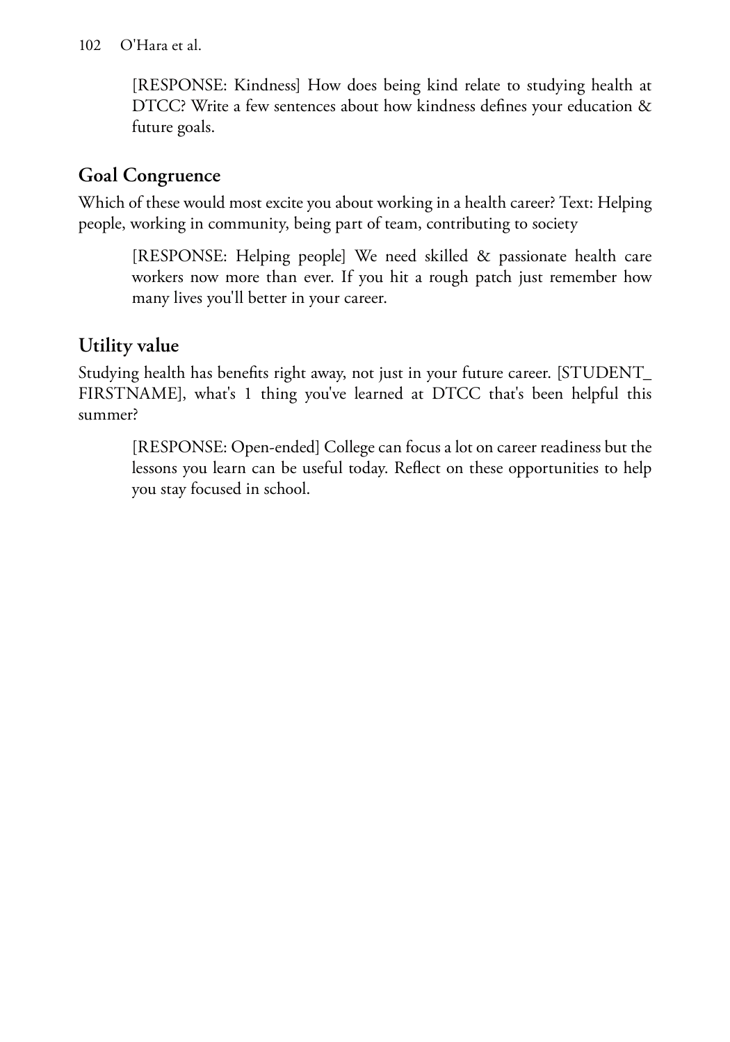[RESPONSE: Kindness] How does being kind relate to studying health at DTCC? Write a few sentences about how kindness defines your education & future goals.

## Goal Congruence

Which of these would most excite you about working in a health career? Text: Helping people, working in community, being part of team, contributing to society

[RESPONSE: Helping people] We need skilled & passionate health care workers now more than ever. If you hit a rough patch just remember how many lives you'll better in your career.

## Utility value

Studying health has benefits right away, not just in your future career. [STUDENT_FIRSTNAME], what's 1 thing you've learned at DTCC that's been helpful this summer?

[RESPONSE: Open-ended] College can focus a lot on career readiness but the lessons you learn can be useful today. Reflect on these opportunities to help you stay focused in school.